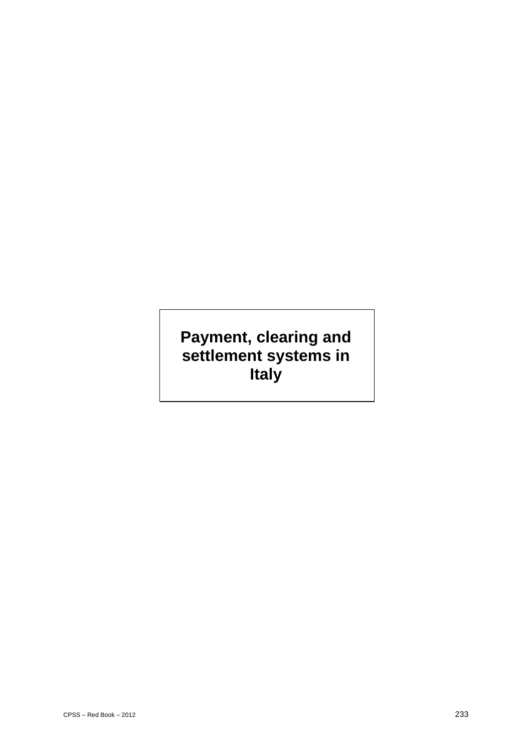# Payment, clearing and settlement systems in Italy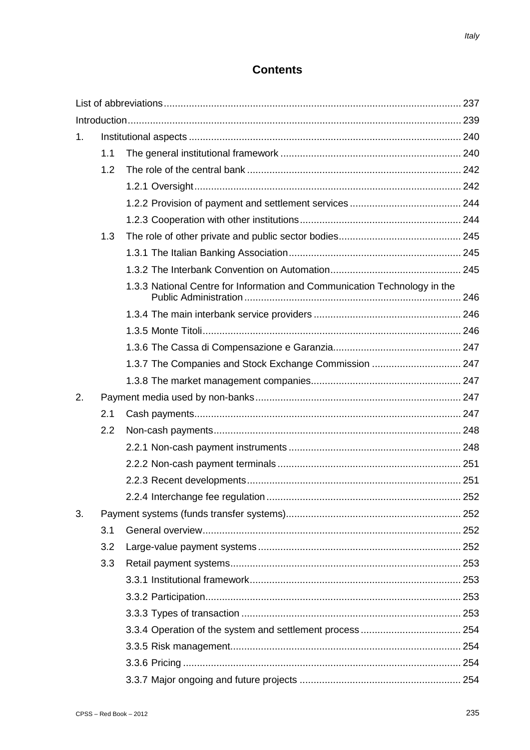## Contents

List of abbreviations ... 237

Introduction ... 239

1. Institutional aspects ... 240
   - 1.1 The general institutional framework ... 240
   - 1.2 The role of the central bank ... 242
     - 1.2.1 Oversight ... 242
     - 1.2.2 Provision of payment and settlement services ... 244
     - 1.2.3 Cooperation with other institutions ... 244
   - 1.3 The role of other private and public sector bodies ... 245
     - 1.3.1 The Italian Banking Association ... 245
     - 1.3.2 The Interbank Convention on Automation ... 245
     - 1.3.3 National Centre for Information and Communication Technology in the Public Administration ... 246
     - 1.3.4 The main interbank service providers ... 246
     - 1.3.5 Monte Titoli ... 246
     - 1.3.6 The Cassa di Compensazione e Garanzia ... 247
     - 1.3.7 The Companies and Stock Exchange Commission ... 247
     - 1.3.8 The market management companies ... 247
2. Payment media used by non-banks ... 247
   - 2.1 Cash payments ... 247
   - 2.2 Non-cash payments ... 248
     - 2.2.1 Non-cash payment instruments ... 248
     - 2.2.2 Non-cash payment terminals ... 251
     - 2.2.3 Recent developments ... 251
     - 2.2.4 Interchange fee regulation ... 252
3. Payment systems (funds transfer systems) ... 252
   - 3.1 General overview ... 252
   - 3.2 Large-value payment systems ... 252
   - 3.3 Retail payment systems ... 253
     - 3.3.1 Institutional framework ... 253
     - 3.3.2 Participation ... 253
     - 3.3.3 Types of transaction ... 253
     - 3.3.4 Operation of the system and settlement process ... 254
     - 3.3.5 Risk management ... 254
     - 3.3.6 Pricing ... 254
     - 3.3.7 Major ongoing and future projects ... 254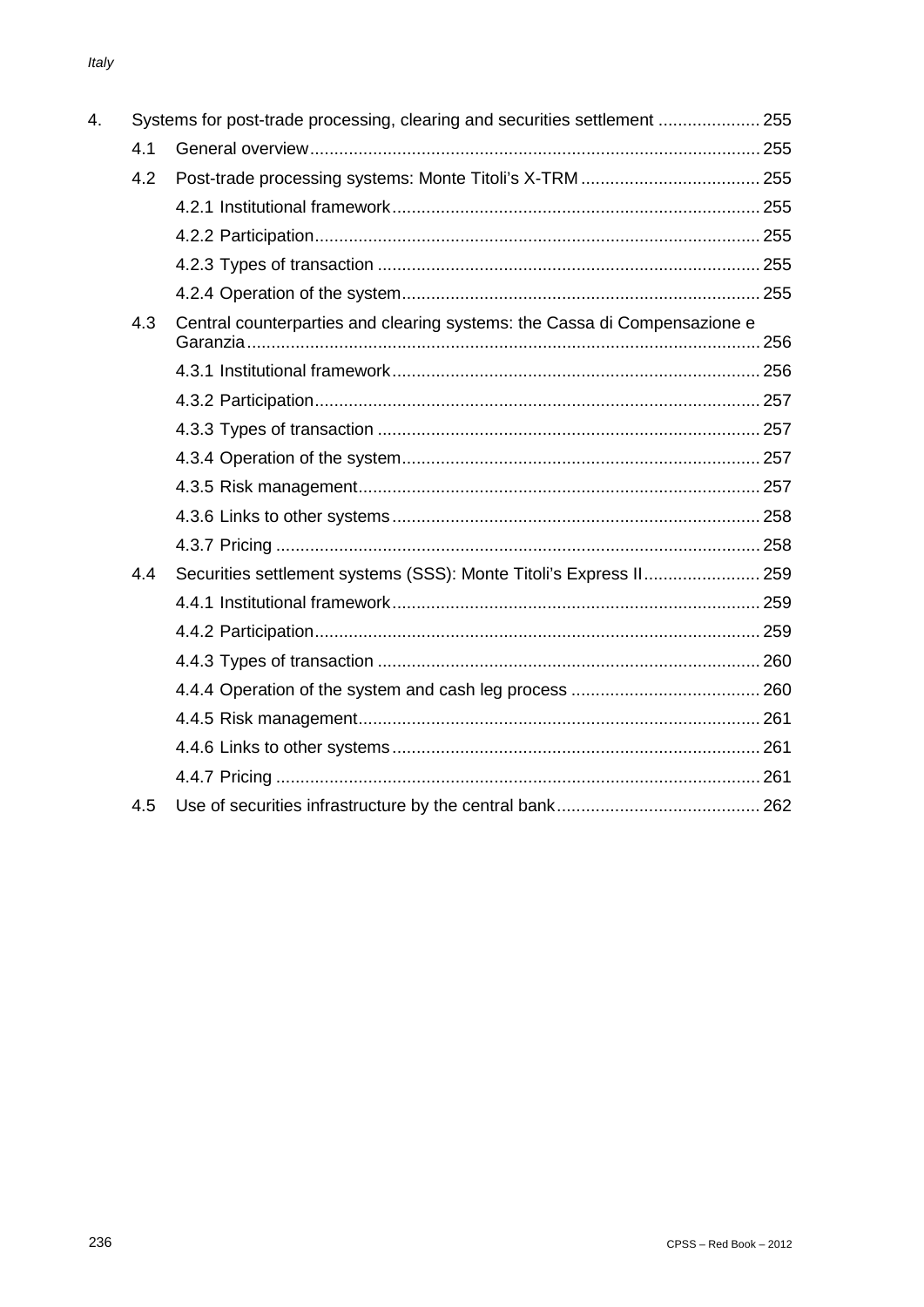4. Systems for post-trade processing, clearing and securities settlement ..................... 255

- 4.1 General overview ..................................................................................... 255
- 4.2 Post-trade processing systems: Monte Titoli's X-TRM ..................................... 255
  - 4.2.1 Institutional framework ........................................................................ 255
  - 4.2.2 Participation ........................................................................................ 255
  - 4.2.3 Types of transaction ............................................................................ 255
  - 4.2.4 Operation of the system ....................................................................... 255
- 4.3 Central counterparties and clearing systems: the Cassa di Compensazione e Garanzia ......................................................................................................... 256
  - 4.3.1 Institutional framework ........................................................................ 256
  - 4.3.2 Participation ........................................................................................ 257
  - 4.3.3 Types of transaction ............................................................................ 257
  - 4.3.4 Operation of the system ....................................................................... 257
  - 4.3.5 Risk management ................................................................................ 257
  - 4.3.6 Links to other systems ......................................................................... 258
  - 4.3.7 Pricing ................................................................................................. 258
- 4.4 Securities settlement systems (SSS): Monte Titoli's Express II ........................ 259
  - 4.4.1 Institutional framework ........................................................................ 259
  - 4.4.2 Participation ........................................................................................ 259
  - 4.4.3 Types of transaction ............................................................................ 260
  - 4.4.4 Operation of the system and cash leg process ..................................... 260
  - 4.4.5 Risk management ................................................................................ 261
  - 4.4.6 Links to other systems ......................................................................... 261
  - 4.4.7 Pricing ................................................................................................. 261
- 4.5 Use of securities infrastructure by the central bank .......................................... 262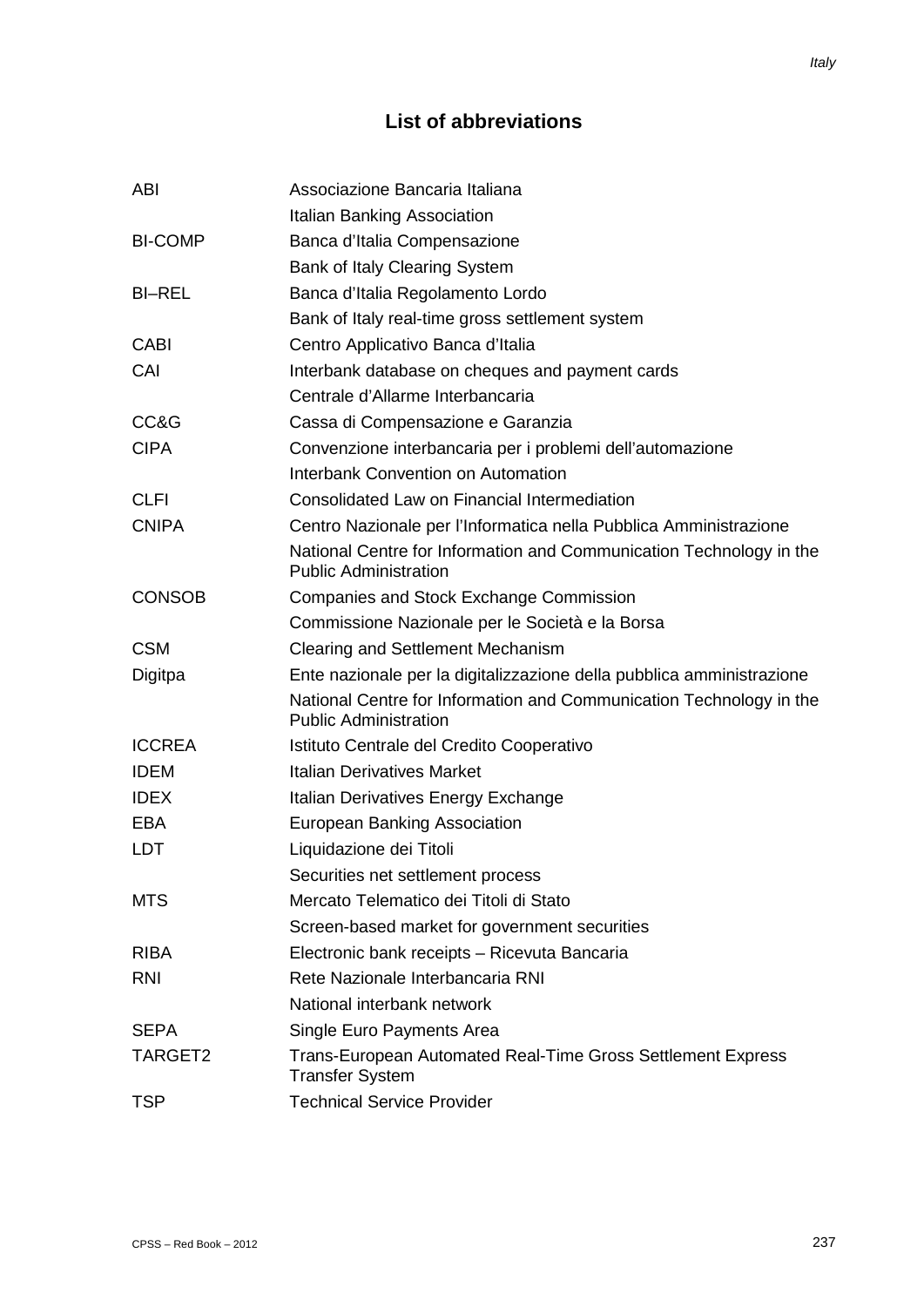## List of abbreviations

| | |
|---|---|
| ABI | Associazione Bancaria Italiana |
| | Italian Banking Association |
| BI-COMP | Banca d'Italia Compensazione |
| | Bank of Italy Clearing System |
| BI–REL | Banca d'Italia Regolamento Lordo |
| | Bank of Italy real-time gross settlement system |
| CABI | Centro Applicativo Banca d'Italia |
| CAI | Interbank database on cheques and payment cards |
| | Centrale d'Allarme Interbancaria |
| CC&G | Cassa di Compensazione e Garanzia |
| CIPA | Convenzione interbancaria per i problemi dell'automazione |
| | Interbank Convention on Automation |
| CLFI | Consolidated Law on Financial Intermediation |
| CNIPA | Centro Nazionale per l'Informatica nella Pubblica Amministrazione |
| | National Centre for Information and Communication Technology in the Public Administration |
| CONSOB | Companies and Stock Exchange Commission |
| | Commissione Nazionale per le Società e la Borsa |
| CSM | Clearing and Settlement Mechanism |
| Digitpa | Ente nazionale per la digitalizzazione della pubblica amministrazione |
| | National Centre for Information and Communication Technology in the Public Administration |
| ICCREA | Istituto Centrale del Credito Cooperativo |
| IDEM | Italian Derivatives Market |
| IDEX | Italian Derivatives Energy Exchange |
| EBA | European Banking Association |
| LDT | Liquidazione dei Titoli |
| | Securities net settlement process |
| MTS | Mercato Telematico dei Titoli di Stato |
| | Screen-based market for government securities |
| RIBA | Electronic bank receipts – Ricevuta Bancaria |
| RNI | Rete Nazionale Interbancaria RNI |
| | National interbank network |
| SEPA | Single Euro Payments Area |
| TARGET2 | Trans-European Automated Real-Time Gross Settlement Express Transfer System |
| TSP | Technical Service Provider |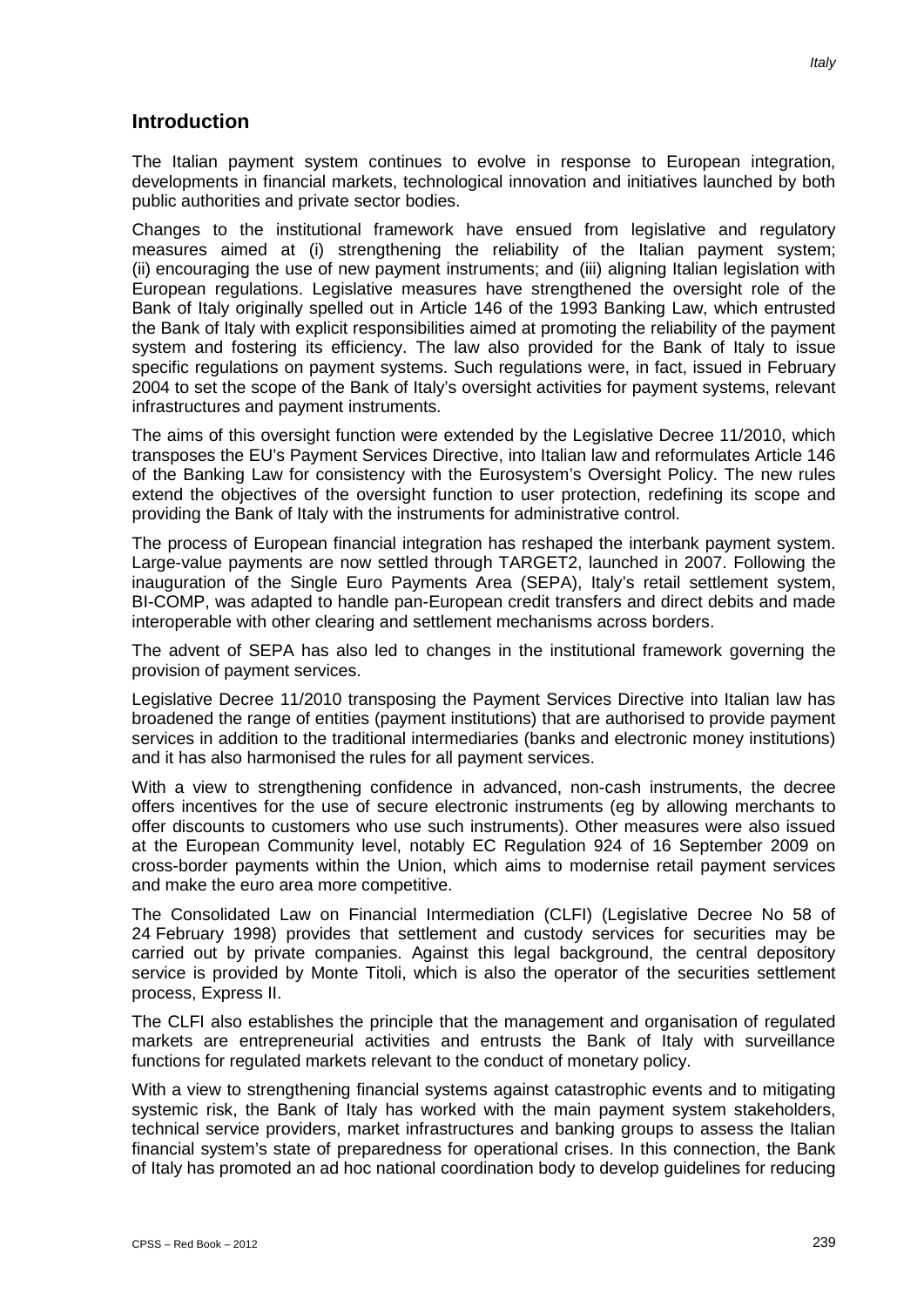## Introduction

The Italian payment system continues to evolve in response to European integration, developments in financial markets, technological innovation and initiatives launched by both public authorities and private sector bodies.

Changes to the institutional framework have ensued from legislative and regulatory measures aimed at (i) strengthening the reliability of the Italian payment system; (ii) encouraging the use of new payment instruments; and (iii) aligning Italian legislation with European regulations. Legislative measures have strengthened the oversight role of the Bank of Italy originally spelled out in Article 146 of the 1993 Banking Law, which entrusted the Bank of Italy with explicit responsibilities aimed at promoting the reliability of the payment system and fostering its efficiency. The law also provided for the Bank of Italy to issue specific regulations on payment systems. Such regulations were, in fact, issued in February 2004 to set the scope of the Bank of Italy's oversight activities for payment systems, relevant infrastructures and payment instruments.

The aims of this oversight function were extended by the Legislative Decree 11/2010, which transposes the EU's Payment Services Directive, into Italian law and reformulates Article 146 of the Banking Law for consistency with the Eurosystem's Oversight Policy. The new rules extend the objectives of the oversight function to user protection, redefining its scope and providing the Bank of Italy with the instruments for administrative control.

The process of European financial integration has reshaped the interbank payment system. Large-value payments are now settled through TARGET2, launched in 2007. Following the inauguration of the Single Euro Payments Area (SEPA), Italy's retail settlement system, BI-COMP, was adapted to handle pan-European credit transfers and direct debits and made interoperable with other clearing and settlement mechanisms across borders.

The advent of SEPA has also led to changes in the institutional framework governing the provision of payment services.

Legislative Decree 11/2010 transposing the Payment Services Directive into Italian law has broadened the range of entities (payment institutions) that are authorised to provide payment services in addition to the traditional intermediaries (banks and electronic money institutions) and it has also harmonised the rules for all payment services.

With a view to strengthening confidence in advanced, non-cash instruments, the decree offers incentives for the use of secure electronic instruments (eg by allowing merchants to offer discounts to customers who use such instruments). Other measures were also issued at the European Community level, notably EC Regulation 924 of 16 September 2009 on cross-border payments within the Union, which aims to modernise retail payment services and make the euro area more competitive.

The Consolidated Law on Financial Intermediation (CLFI) (Legislative Decree No 58 of 24 February 1998) provides that settlement and custody services for securities may be carried out by private companies. Against this legal background, the central depository service is provided by Monte Titoli, which is also the operator of the securities settlement process, Express II.

The CLFI also establishes the principle that the management and organisation of regulated markets are entrepreneurial activities and entrusts the Bank of Italy with surveillance functions for regulated markets relevant to the conduct of monetary policy.

With a view to strengthening financial systems against catastrophic events and to mitigating systemic risk, the Bank of Italy has worked with the main payment system stakeholders, technical service providers, market infrastructures and banking groups to assess the Italian financial system's state of preparedness for operational crises. In this connection, the Bank of Italy has promoted an ad hoc national coordination body to develop guidelines for reducing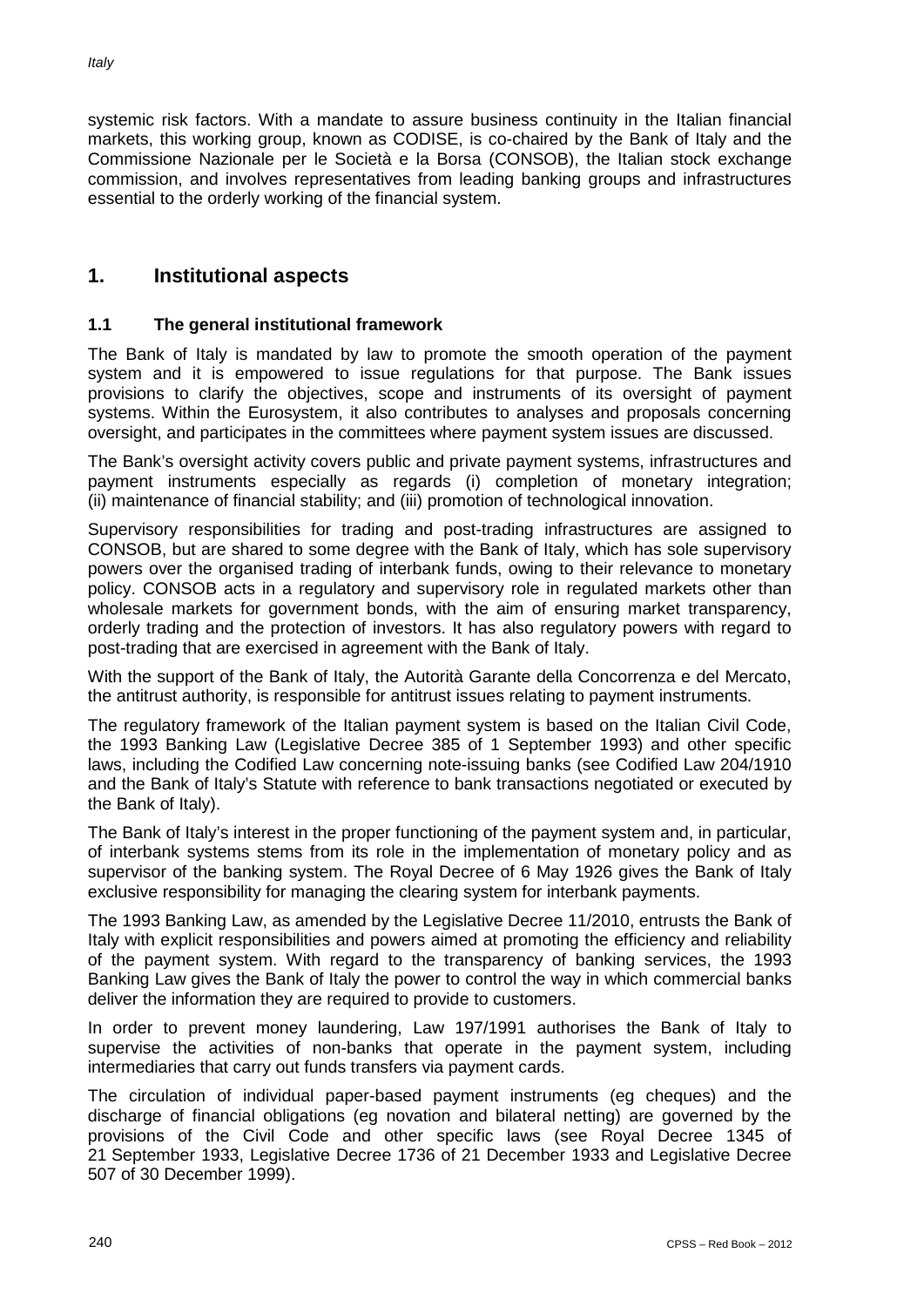systemic risk factors. With a mandate to assure business continuity in the Italian financial markets, this working group, known as CODISE, is co-chaired by the Bank of Italy and the Commissione Nazionale per le Società e la Borsa (CONSOB), the Italian stock exchange commission, and involves representatives from leading banking groups and infrastructures essential to the orderly working of the financial system.

## 1. Institutional aspects

### 1.1 The general institutional framework

The Bank of Italy is mandated by law to promote the smooth operation of the payment system and it is empowered to issue regulations for that purpose. The Bank issues provisions to clarify the objectives, scope and instruments of its oversight of payment systems. Within the Eurosystem, it also contributes to analyses and proposals concerning oversight, and participates in the committees where payment system issues are discussed.

The Bank's oversight activity covers public and private payment systems, infrastructures and payment instruments especially as regards (i) completion of monetary integration; (ii) maintenance of financial stability; and (iii) promotion of technological innovation.

Supervisory responsibilities for trading and post-trading infrastructures are assigned to CONSOB, but are shared to some degree with the Bank of Italy, which has sole supervisory powers over the organised trading of interbank funds, owing to their relevance to monetary policy. CONSOB acts in a regulatory and supervisory role in regulated markets other than wholesale markets for government bonds, with the aim of ensuring market transparency, orderly trading and the protection of investors. It has also regulatory powers with regard to post-trading that are exercised in agreement with the Bank of Italy.

With the support of the Bank of Italy, the Autorità Garante della Concorrenza e del Mercato, the antitrust authority, is responsible for antitrust issues relating to payment instruments.

The regulatory framework of the Italian payment system is based on the Italian Civil Code, the 1993 Banking Law (Legislative Decree 385 of 1 September 1993) and other specific laws, including the Codified Law concerning note-issuing banks (see Codified Law 204/1910 and the Bank of Italy's Statute with reference to bank transactions negotiated or executed by the Bank of Italy).

The Bank of Italy's interest in the proper functioning of the payment system and, in particular, of interbank systems stems from its role in the implementation of monetary policy and as supervisor of the banking system. The Royal Decree of 6 May 1926 gives the Bank of Italy exclusive responsibility for managing the clearing system for interbank payments.

The 1993 Banking Law, as amended by the Legislative Decree 11/2010, entrusts the Bank of Italy with explicit responsibilities and powers aimed at promoting the efficiency and reliability of the payment system. With regard to the transparency of banking services, the 1993 Banking Law gives the Bank of Italy the power to control the way in which commercial banks deliver the information they are required to provide to customers.

In order to prevent money laundering, Law 197/1991 authorises the Bank of Italy to supervise the activities of non-banks that operate in the payment system, including intermediaries that carry out funds transfers via payment cards.

The circulation of individual paper-based payment instruments (eg cheques) and the discharge of financial obligations (eg novation and bilateral netting) are governed by the provisions of the Civil Code and other specific laws (see Royal Decree 1345 of 21 September 1933, Legislative Decree 1736 of 21 December 1933 and Legislative Decree 507 of 30 December 1999).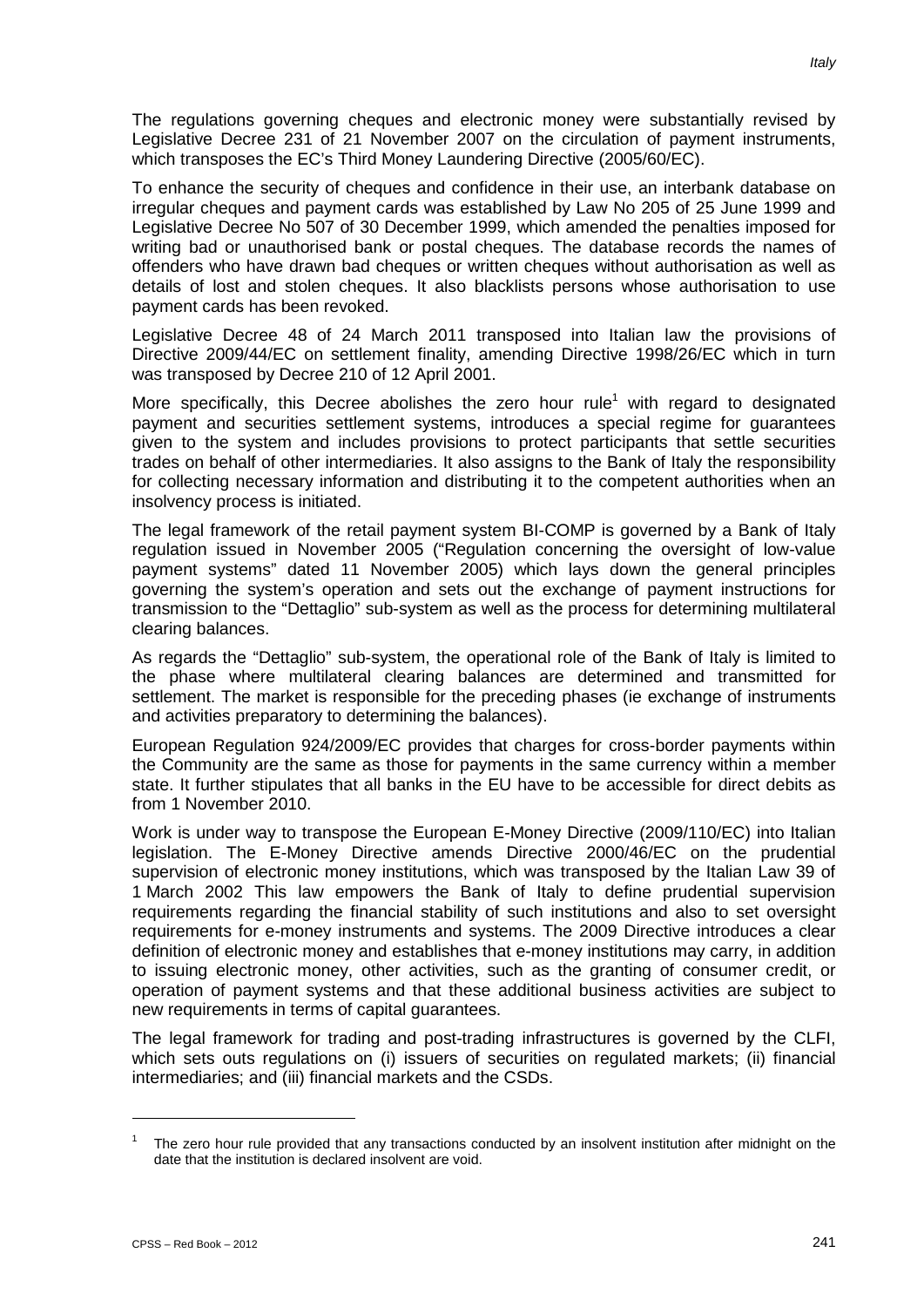The regulations governing cheques and electronic money were substantially revised by Legislative Decree 231 of 21 November 2007 on the circulation of payment instruments, which transposes the EC's Third Money Laundering Directive (2005/60/EC).

To enhance the security of cheques and confidence in their use, an interbank database on irregular cheques and payment cards was established by Law No 205 of 25 June 1999 and Legislative Decree No 507 of 30 December 1999, which amended the penalties imposed for writing bad or unauthorised bank or postal cheques. The database records the names of offenders who have drawn bad cheques or written cheques without authorisation as well as details of lost and stolen cheques. It also blacklists persons whose authorisation to use payment cards has been revoked.

Legislative Decree 48 of 24 March 2011 transposed into Italian law the provisions of Directive 2009/44/EC on settlement finality, amending Directive 1998/26/EC which in turn was transposed by Decree 210 of 12 April 2001.

More specifically, this Decree abolishes the zero hour rule[1] with regard to designated payment and securities settlement systems, introduces a special regime for guarantees given to the system and includes provisions to protect participants that settle securities trades on behalf of other intermediaries. It also assigns to the Bank of Italy the responsibility for collecting necessary information and distributing it to the competent authorities when an insolvency process is initiated.

The legal framework of the retail payment system BI-COMP is governed by a Bank of Italy regulation issued in November 2005 ("Regulation concerning the oversight of low-value payment systems" dated 11 November 2005) which lays down the general principles governing the system's operation and sets out the exchange of payment instructions for transmission to the "Dettaglio" sub-system as well as the process for determining multilateral clearing balances.

As regards the "Dettaglio" sub-system, the operational role of the Bank of Italy is limited to the phase where multilateral clearing balances are determined and transmitted for settlement. The market is responsible for the preceding phases (ie exchange of instruments and activities preparatory to determining the balances).

European Regulation 924/2009/EC provides that charges for cross-border payments within the Community are the same as those for payments in the same currency within a member state. It further stipulates that all banks in the EU have to be accessible for direct debits as from 1 November 2010.

Work is under way to transpose the European E-Money Directive (2009/110/EC) into Italian legislation. The E-Money Directive amends Directive 2000/46/EC on the prudential supervision of electronic money institutions, which was transposed by the Italian Law 39 of 1 March 2002 This law empowers the Bank of Italy to define prudential supervision requirements regarding the financial stability of such institutions and also to set oversight requirements for e-money instruments and systems. The 2009 Directive introduces a clear definition of electronic money and establishes that e-money institutions may carry, in addition to issuing electronic money, other activities, such as the granting of consumer credit, or operation of payment systems and that these additional business activities are subject to new requirements in terms of capital guarantees.

The legal framework for trading and post-trading infrastructures is governed by the CLFI, which sets outs regulations on (i) issuers of securities on regulated markets; (ii) financial intermediaries; and (iii) financial markets and the CSDs.

[1] The zero hour rule provided that any transactions conducted by an insolvent institution after midnight on the date that the institution is declared insolvent are void.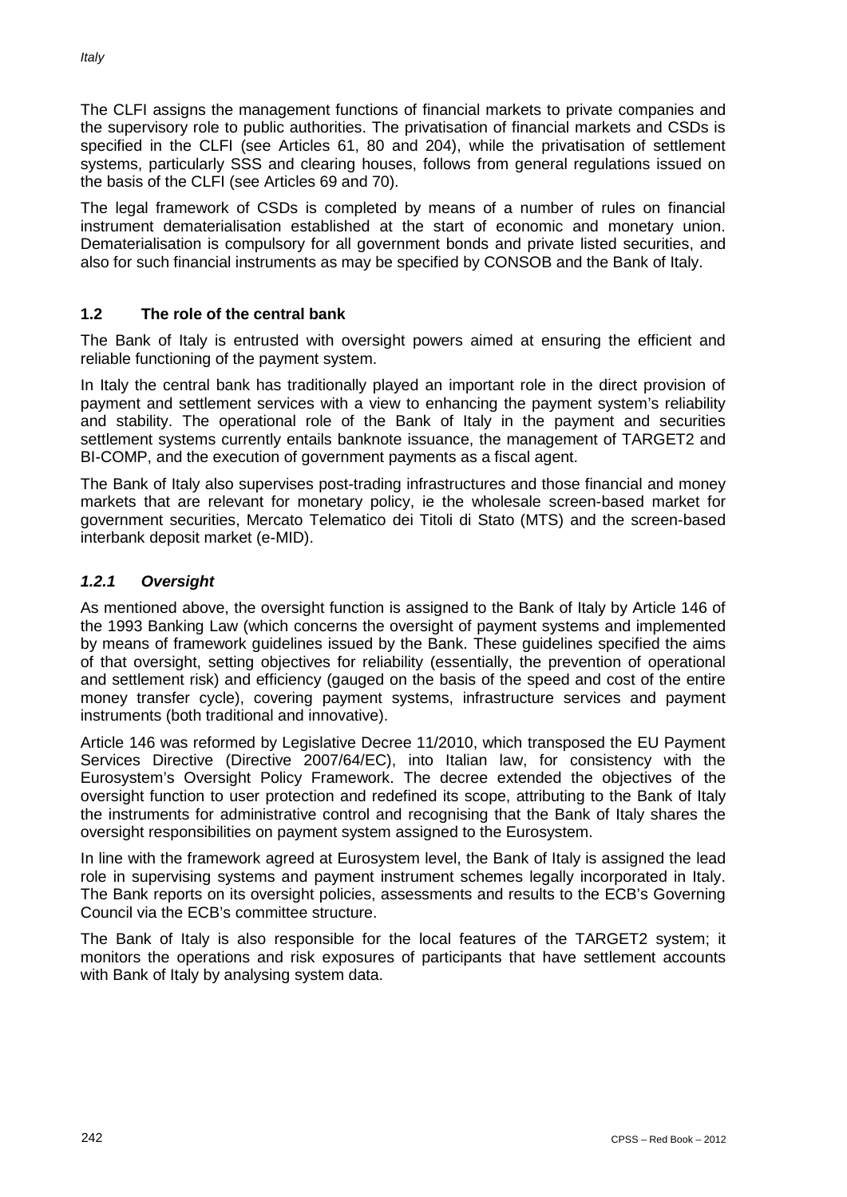The CLFI assigns the management functions of financial markets to private companies and the supervisory role to public authorities. The privatisation of financial markets and CSDs is specified in the CLFI (see Articles 61, 80 and 204), while the privatisation of settlement systems, particularly SSS and clearing houses, follows from general regulations issued on the basis of the CLFI (see Articles 69 and 70).

The legal framework of CSDs is completed by means of a number of rules on financial instrument dematerialisation established at the start of economic and monetary union. Dematerialisation is compulsory for all government bonds and private listed securities, and also for such financial instruments as may be specified by CONSOB and the Bank of Italy.

## 1.2 The role of the central bank

The Bank of Italy is entrusted with oversight powers aimed at ensuring the efficient and reliable functioning of the payment system.

In Italy the central bank has traditionally played an important role in the direct provision of payment and settlement services with a view to enhancing the payment system's reliability and stability. The operational role of the Bank of Italy in the payment and securities settlement systems currently entails banknote issuance, the management of TARGET2 and BI-COMP, and the execution of government payments as a fiscal agent.

The Bank of Italy also supervises post-trading infrastructures and those financial and money markets that are relevant for monetary policy, ie the wholesale screen-based market for government securities, Mercato Telematico dei Titoli di Stato (MTS) and the screen-based interbank deposit market (e-MID).

### *1.2.1 Oversight*

As mentioned above, the oversight function is assigned to the Bank of Italy by Article 146 of the 1993 Banking Law (which concerns the oversight of payment systems and implemented by means of framework guidelines issued by the Bank. These guidelines specified the aims of that oversight, setting objectives for reliability (essentially, the prevention of operational and settlement risk) and efficiency (gauged on the basis of the speed and cost of the entire money transfer cycle), covering payment systems, infrastructure services and payment instruments (both traditional and innovative).

Article 146 was reformed by Legislative Decree 11/2010, which transposed the EU Payment Services Directive (Directive 2007/64/EC), into Italian law, for consistency with the Eurosystem's Oversight Policy Framework. The decree extended the objectives of the oversight function to user protection and redefined its scope, attributing to the Bank of Italy the instruments for administrative control and recognising that the Bank of Italy shares the oversight responsibilities on payment system assigned to the Eurosystem.

In line with the framework agreed at Eurosystem level, the Bank of Italy is assigned the lead role in supervising systems and payment instrument schemes legally incorporated in Italy. The Bank reports on its oversight policies, assessments and results to the ECB's Governing Council via the ECB's committee structure.

The Bank of Italy is also responsible for the local features of the TARGET2 system; it monitors the operations and risk exposures of participants that have settlement accounts with Bank of Italy by analysing system data.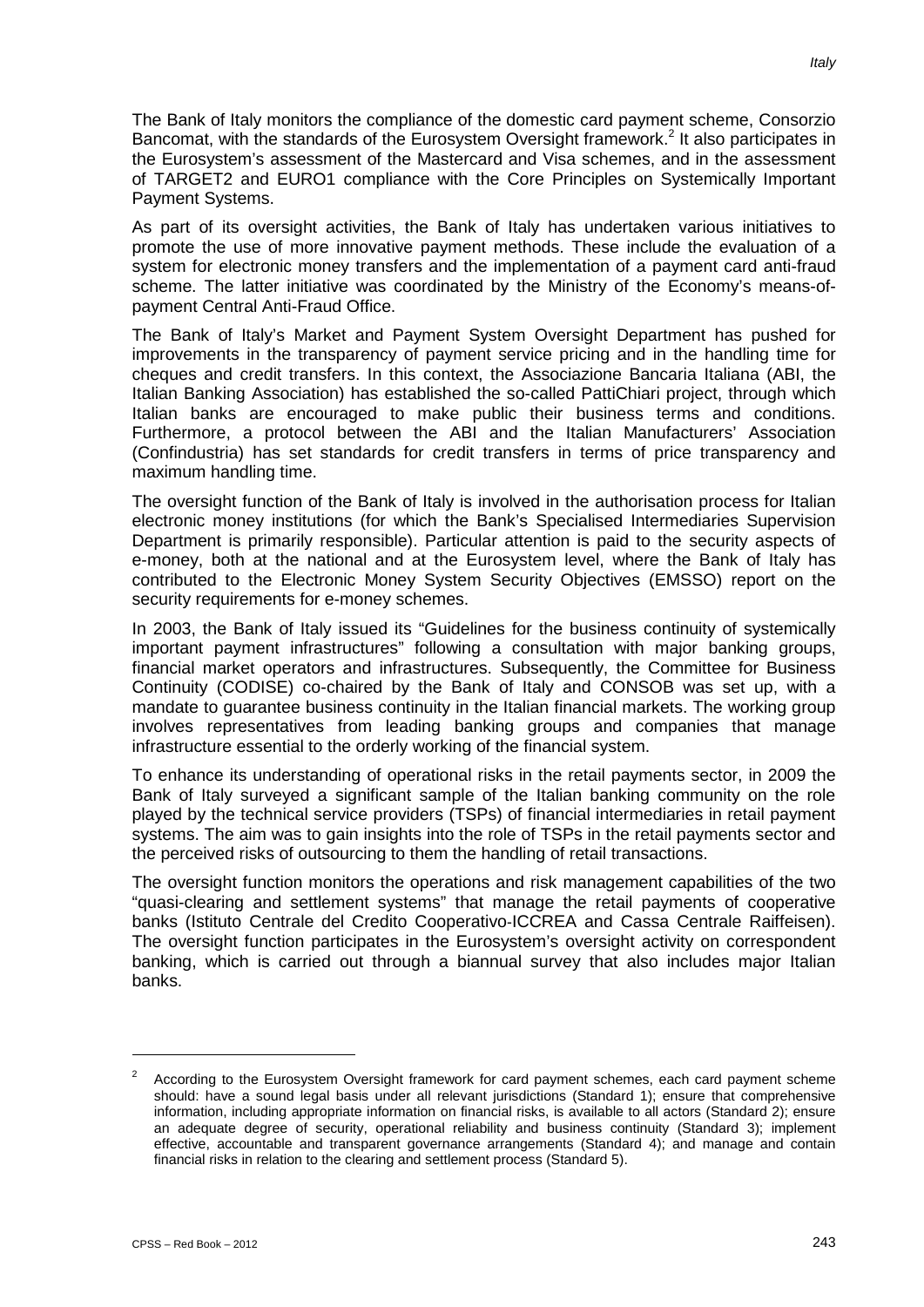The Bank of Italy monitors the compliance of the domestic card payment scheme, Consorzio Bancomat, with the standards of the Eurosystem Oversight framework.[2] It also participates in the Eurosystem's assessment of the Mastercard and Visa schemes, and in the assessment of TARGET2 and EURO1 compliance with the Core Principles on Systemically Important Payment Systems.

As part of its oversight activities, the Bank of Italy has undertaken various initiatives to promote the use of more innovative payment methods. These include the evaluation of a system for electronic money transfers and the implementation of a payment card anti-fraud scheme. The latter initiative was coordinated by the Ministry of the Economy's means-of-payment Central Anti-Fraud Office.

The Bank of Italy's Market and Payment System Oversight Department has pushed for improvements in the transparency of payment service pricing and in the handling time for cheques and credit transfers. In this context, the Associazione Bancaria Italiana (ABI, the Italian Banking Association) has established the so-called PattiChiari project, through which Italian banks are encouraged to make public their business terms and conditions. Furthermore, a protocol between the ABI and the Italian Manufacturers' Association (Confindustria) has set standards for credit transfers in terms of price transparency and maximum handling time.

The oversight function of the Bank of Italy is involved in the authorisation process for Italian electronic money institutions (for which the Bank's Specialised Intermediaries Supervision Department is primarily responsible). Particular attention is paid to the security aspects of e-money, both at the national and at the Eurosystem level, where the Bank of Italy has contributed to the Electronic Money System Security Objectives (EMSSO) report on the security requirements for e-money schemes.

In 2003, the Bank of Italy issued its "Guidelines for the business continuity of systemically important payment infrastructures" following a consultation with major banking groups, financial market operators and infrastructures. Subsequently, the Committee for Business Continuity (CODISE) co-chaired by the Bank of Italy and CONSOB was set up, with a mandate to guarantee business continuity in the Italian financial markets. The working group involves representatives from leading banking groups and companies that manage infrastructure essential to the orderly working of the financial system.

To enhance its understanding of operational risks in the retail payments sector, in 2009 the Bank of Italy surveyed a significant sample of the Italian banking community on the role played by the technical service providers (TSPs) of financial intermediaries in retail payment systems. The aim was to gain insights into the role of TSPs in the retail payments sector and the perceived risks of outsourcing to them the handling of retail transactions.

The oversight function monitors the operations and risk management capabilities of the two "quasi-clearing and settlement systems" that manage the retail payments of cooperative banks (Istituto Centrale del Credito Cooperativo-ICCREA and Cassa Centrale Raiffeisen). The oversight function participates in the Eurosystem's oversight activity on correspondent banking, which is carried out through a biannual survey that also includes major Italian banks.

---

[2] According to the Eurosystem Oversight framework for card payment schemes, each card payment scheme should: have a sound legal basis under all relevant jurisdictions (Standard 1); ensure that comprehensive information, including appropriate information on financial risks, is available to all actors (Standard 2); ensure an adequate degree of security, operational reliability and business continuity (Standard 3); implement effective, accountable and transparent governance arrangements (Standard 4); and manage and contain financial risks in relation to the clearing and settlement process (Standard 5).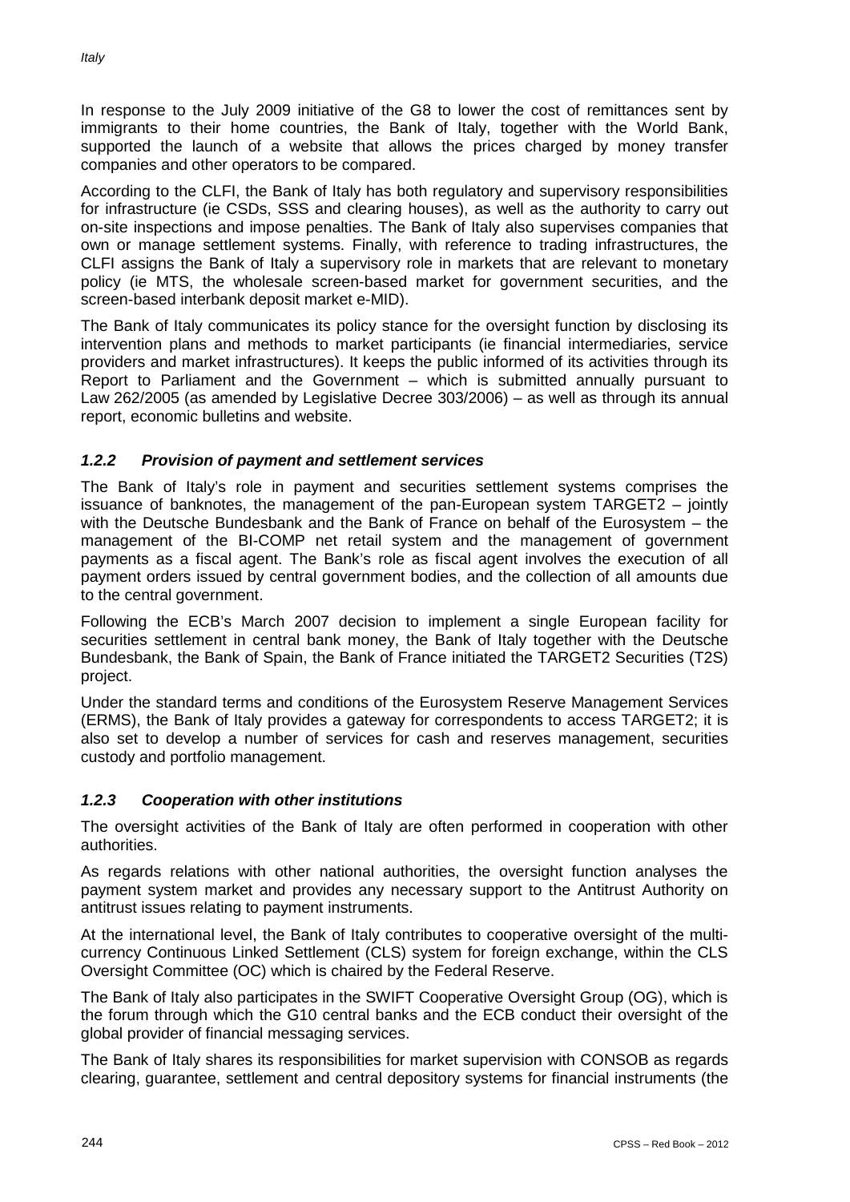In response to the July 2009 initiative of the G8 to lower the cost of remittances sent by immigrants to their home countries, the Bank of Italy, together with the World Bank, supported the launch of a website that allows the prices charged by money transfer companies and other operators to be compared.

According to the CLFI, the Bank of Italy has both regulatory and supervisory responsibilities for infrastructure (ie CSDs, SSS and clearing houses), as well as the authority to carry out on-site inspections and impose penalties. The Bank of Italy also supervises companies that own or manage settlement systems. Finally, with reference to trading infrastructures, the CLFI assigns the Bank of Italy a supervisory role in markets that are relevant to monetary policy (ie MTS, the wholesale screen-based market for government securities, and the screen-based interbank deposit market e-MID).

The Bank of Italy communicates its policy stance for the oversight function by disclosing its intervention plans and methods to market participants (ie financial intermediaries, service providers and market infrastructures). It keeps the public informed of its activities through its Report to Parliament and the Government – which is submitted annually pursuant to Law 262/2005 (as amended by Legislative Decree 303/2006) – as well as through its annual report, economic bulletins and website.

### *1.2.2 Provision of payment and settlement services*

The Bank of Italy's role in payment and securities settlement systems comprises the issuance of banknotes, the management of the pan-European system TARGET2 – jointly with the Deutsche Bundesbank and the Bank of France on behalf of the Eurosystem – the management of the BI-COMP net retail system and the management of government payments as a fiscal agent. The Bank's role as fiscal agent involves the execution of all payment orders issued by central government bodies, and the collection of all amounts due to the central government.

Following the ECB's March 2007 decision to implement a single European facility for securities settlement in central bank money, the Bank of Italy together with the Deutsche Bundesbank, the Bank of Spain, the Bank of France initiated the TARGET2 Securities (T2S) project.

Under the standard terms and conditions of the Eurosystem Reserve Management Services (ERMS), the Bank of Italy provides a gateway for correspondents to access TARGET2; it is also set to develop a number of services for cash and reserves management, securities custody and portfolio management.

### *1.2.3 Cooperation with other institutions*

The oversight activities of the Bank of Italy are often performed in cooperation with other authorities.

As regards relations with other national authorities, the oversight function analyses the payment system market and provides any necessary support to the Antitrust Authority on antitrust issues relating to payment instruments.

At the international level, the Bank of Italy contributes to cooperative oversight of the multi-currency Continuous Linked Settlement (CLS) system for foreign exchange, within the CLS Oversight Committee (OC) which is chaired by the Federal Reserve.

The Bank of Italy also participates in the SWIFT Cooperative Oversight Group (OG), which is the forum through which the G10 central banks and the ECB conduct their oversight of the global provider of financial messaging services.

The Bank of Italy shares its responsibilities for market supervision with CONSOB as regards clearing, guarantee, settlement and central depository systems for financial instruments (the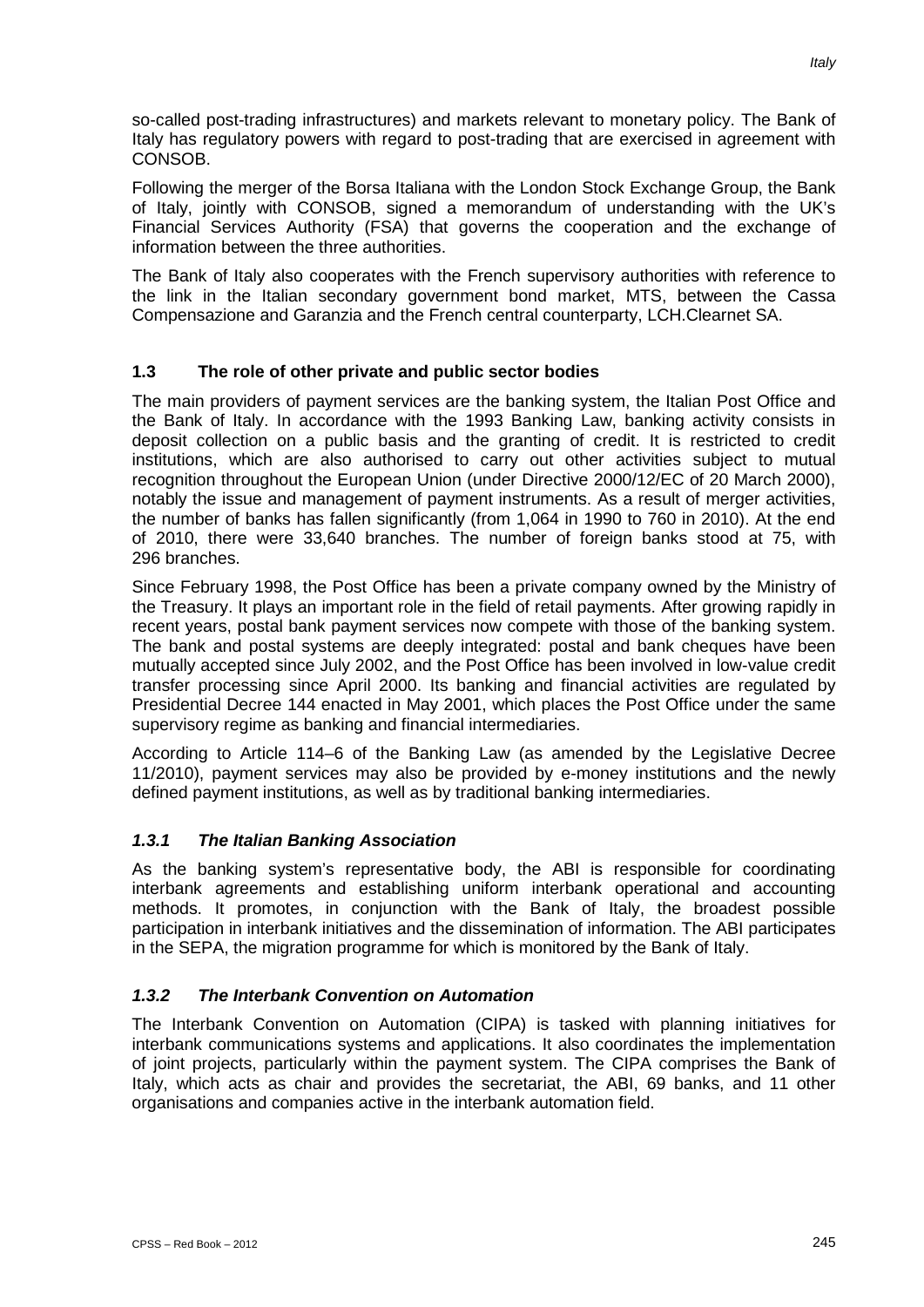so-called post-trading infrastructures) and markets relevant to monetary policy. The Bank of Italy has regulatory powers with regard to post-trading that are exercised in agreement with CONSOB.

Following the merger of the Borsa Italiana with the London Stock Exchange Group, the Bank of Italy, jointly with CONSOB, signed a memorandum of understanding with the UK's Financial Services Authority (FSA) that governs the cooperation and the exchange of information between the three authorities.

The Bank of Italy also cooperates with the French supervisory authorities with reference to the link in the Italian secondary government bond market, MTS, between the Cassa Compensazione and Garanzia and the French central counterparty, LCH.Clearnet SA.

### 1.3 The role of other private and public sector bodies

The main providers of payment services are the banking system, the Italian Post Office and the Bank of Italy. In accordance with the 1993 Banking Law, banking activity consists in deposit collection on a public basis and the granting of credit. It is restricted to credit institutions, which are also authorised to carry out other activities subject to mutual recognition throughout the European Union (under Directive 2000/12/EC of 20 March 2000), notably the issue and management of payment instruments. As a result of merger activities, the number of banks has fallen significantly (from 1,064 in 1990 to 760 in 2010). At the end of 2010, there were 33,640 branches. The number of foreign banks stood at 75, with 296 branches.

Since February 1998, the Post Office has been a private company owned by the Ministry of the Treasury. It plays an important role in the field of retail payments. After growing rapidly in recent years, postal bank payment services now compete with those of the banking system. The bank and postal systems are deeply integrated: postal and bank cheques have been mutually accepted since July 2002, and the Post Office has been involved in low-value credit transfer processing since April 2000. Its banking and financial activities are regulated by Presidential Decree 144 enacted in May 2001, which places the Post Office under the same supervisory regime as banking and financial intermediaries.

According to Article 114–6 of the Banking Law (as amended by the Legislative Decree 11/2010), payment services may also be provided by e-money institutions and the newly defined payment institutions, as well as by traditional banking intermediaries.

#### *1.3.1 The Italian Banking Association*

As the banking system's representative body, the ABI is responsible for coordinating interbank agreements and establishing uniform interbank operational and accounting methods. It promotes, in conjunction with the Bank of Italy, the broadest possible participation in interbank initiatives and the dissemination of information. The ABI participates in the SEPA, the migration programme for which is monitored by the Bank of Italy.

#### *1.3.2 The Interbank Convention on Automation*

The Interbank Convention on Automation (CIPA) is tasked with planning initiatives for interbank communications systems and applications. It also coordinates the implementation of joint projects, particularly within the payment system. The CIPA comprises the Bank of Italy, which acts as chair and provides the secretariat, the ABI, 69 banks, and 11 other organisations and companies active in the interbank automation field.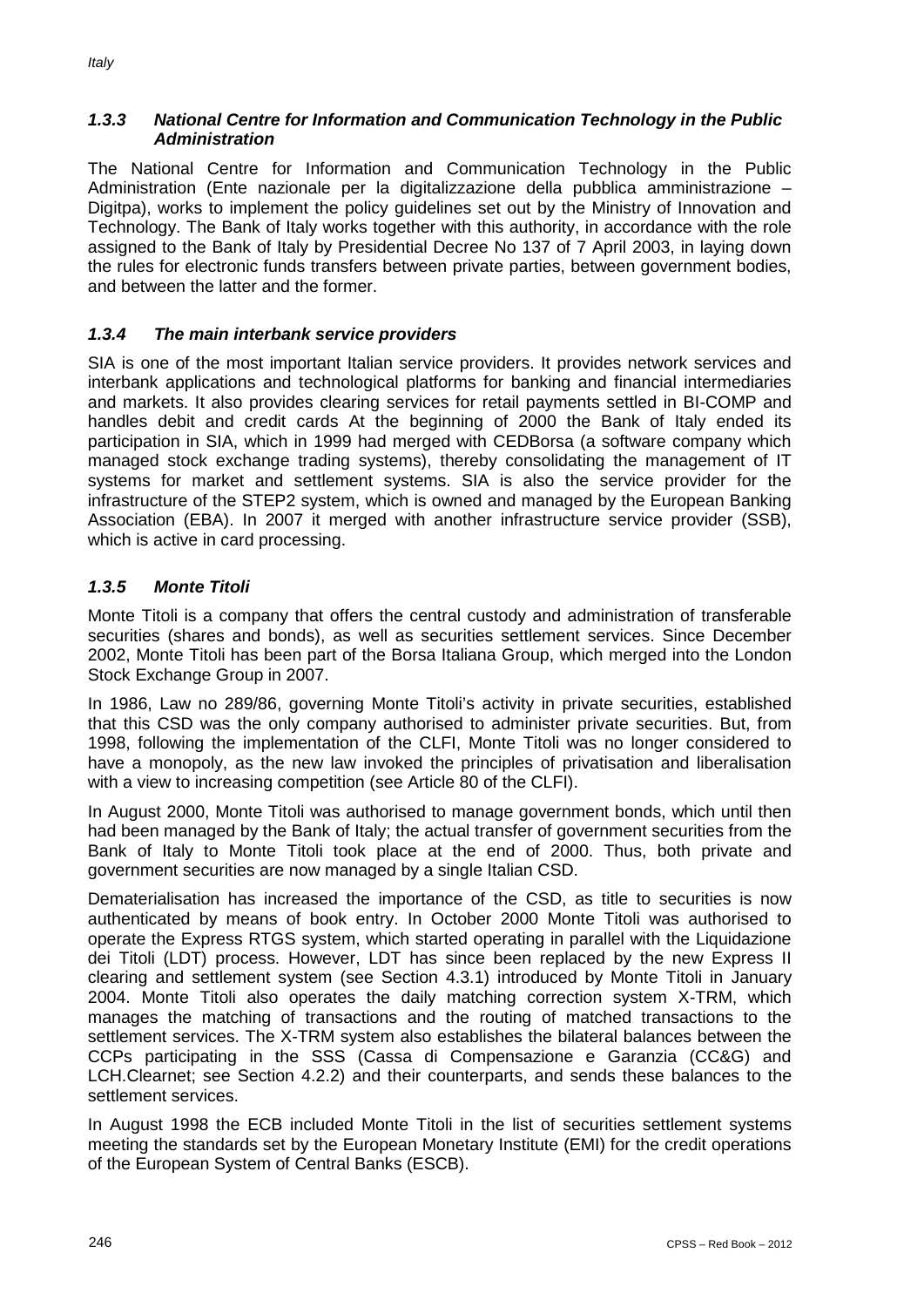### *1.3.3 National Centre for Information and Communication Technology in the Public Administration*

The National Centre for Information and Communication Technology in the Public Administration (Ente nazionale per la digitalizzazione della pubblica amministrazione – Digitpa), works to implement the policy guidelines set out by the Ministry of Innovation and Technology. The Bank of Italy works together with this authority, in accordance with the role assigned to the Bank of Italy by Presidential Decree No 137 of 7 April 2003, in laying down the rules for electronic funds transfers between private parties, between government bodies, and between the latter and the former.

### *1.3.4 The main interbank service providers*

SIA is one of the most important Italian service providers. It provides network services and interbank applications and technological platforms for banking and financial intermediaries and markets. It also provides clearing services for retail payments settled in BI-COMP and handles debit and credit cards At the beginning of 2000 the Bank of Italy ended its participation in SIA, which in 1999 had merged with CEDBorsa (a software company which managed stock exchange trading systems), thereby consolidating the management of IT systems for market and settlement systems. SIA is also the service provider for the infrastructure of the STEP2 system, which is owned and managed by the European Banking Association (EBA). In 2007 it merged with another infrastructure service provider (SSB), which is active in card processing.

### *1.3.5 Monte Titoli*

Monte Titoli is a company that offers the central custody and administration of transferable securities (shares and bonds), as well as securities settlement services. Since December 2002, Monte Titoli has been part of the Borsa Italiana Group, which merged into the London Stock Exchange Group in 2007.

In 1986, Law no 289/86, governing Monte Titoli's activity in private securities, established that this CSD was the only company authorised to administer private securities. But, from 1998, following the implementation of the CLFI, Monte Titoli was no longer considered to have a monopoly, as the new law invoked the principles of privatisation and liberalisation with a view to increasing competition (see Article 80 of the CLFI).

In August 2000, Monte Titoli was authorised to manage government bonds, which until then had been managed by the Bank of Italy; the actual transfer of government securities from the Bank of Italy to Monte Titoli took place at the end of 2000. Thus, both private and government securities are now managed by a single Italian CSD.

Dematerialisation has increased the importance of the CSD, as title to securities is now authenticated by means of book entry. In October 2000 Monte Titoli was authorised to operate the Express RTGS system, which started operating in parallel with the Liquidazione dei Titoli (LDT) process. However, LDT has since been replaced by the new Express II clearing and settlement system (see Section 4.3.1) introduced by Monte Titoli in January 2004. Monte Titoli also operates the daily matching correction system X-TRM, which manages the matching of transactions and the routing of matched transactions to the settlement services. The X-TRM system also establishes the bilateral balances between the CCPs participating in the SSS (Cassa di Compensazione e Garanzia (CC&G) and LCH.Clearnet; see Section 4.2.2) and their counterparts, and sends these balances to the settlement services.

In August 1998 the ECB included Monte Titoli in the list of securities settlement systems meeting the standards set by the European Monetary Institute (EMI) for the credit operations of the European System of Central Banks (ESCB).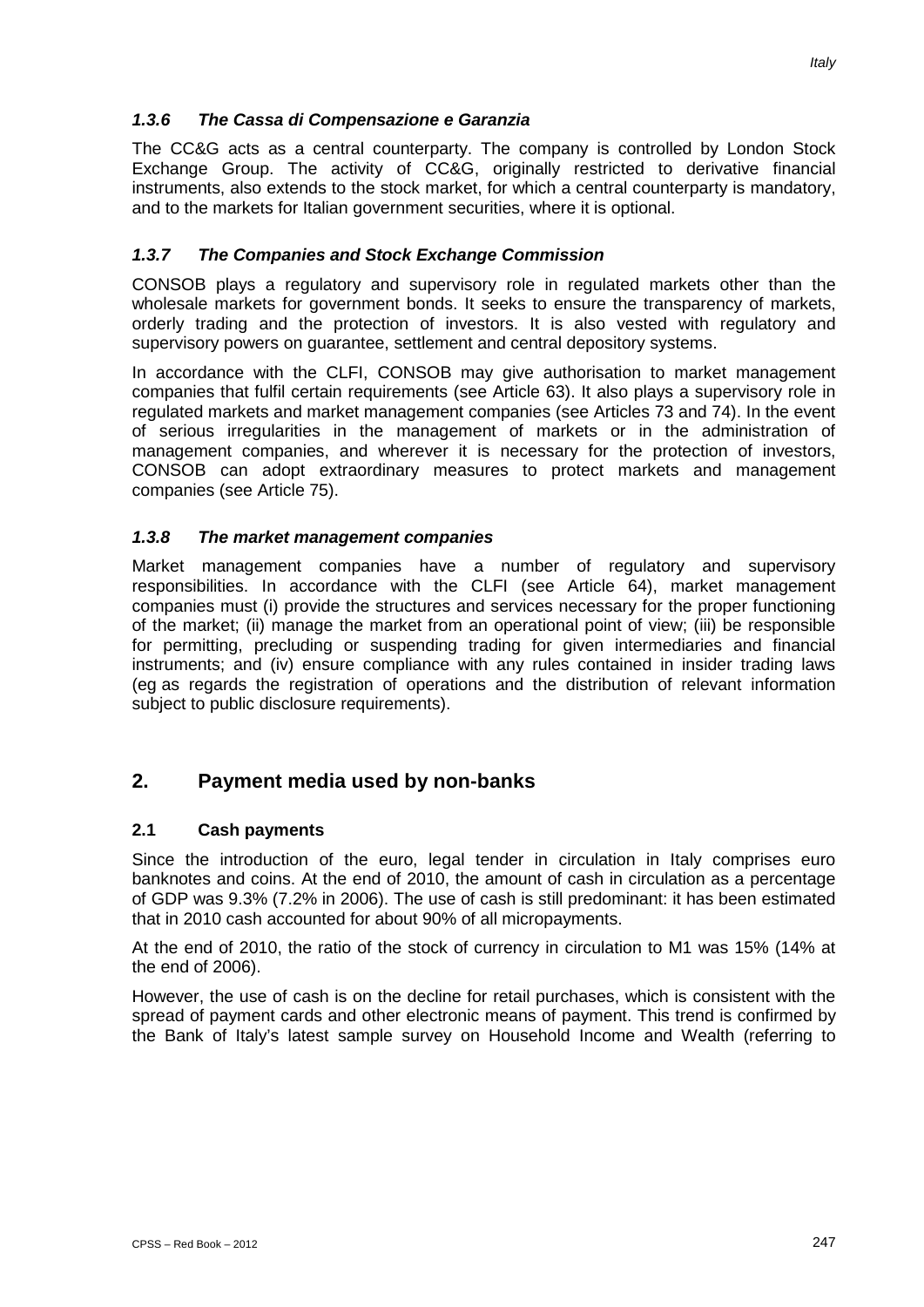### *1.3.6 The Cassa di Compensazione e Garanzia*

The CC&G acts as a central counterparty. The company is controlled by London Stock Exchange Group. The activity of CC&G, originally restricted to derivative financial instruments, also extends to the stock market, for which a central counterparty is mandatory, and to the markets for Italian government securities, where it is optional.

### *1.3.7 The Companies and Stock Exchange Commission*

CONSOB plays a regulatory and supervisory role in regulated markets other than the wholesale markets for government bonds. It seeks to ensure the transparency of markets, orderly trading and the protection of investors. It is also vested with regulatory and supervisory powers on guarantee, settlement and central depository systems.

In accordance with the CLFI, CONSOB may give authorisation to market management companies that fulfil certain requirements (see Article 63). It also plays a supervisory role in regulated markets and market management companies (see Articles 73 and 74). In the event of serious irregularities in the management of markets or in the administration of management companies, and wherever it is necessary for the protection of investors, CONSOB can adopt extraordinary measures to protect markets and management companies (see Article 75).

### *1.3.8 The market management companies*

Market management companies have a number of regulatory and supervisory responsibilities. In accordance with the CLFI (see Article 64), market management companies must (i) provide the structures and services necessary for the proper functioning of the market; (ii) manage the market from an operational point of view; (iii) be responsible for permitting, precluding or suspending trading for given intermediaries and financial instruments; and (iv) ensure compliance with any rules contained in insider trading laws (eg as regards the registration of operations and the distribution of relevant information subject to public disclosure requirements).

## 2. Payment media used by non-banks

### 2.1 Cash payments

Since the introduction of the euro, legal tender in circulation in Italy comprises euro banknotes and coins. At the end of 2010, the amount of cash in circulation as a percentage of GDP was 9.3% (7.2% in 2006). The use of cash is still predominant: it has been estimated that in 2010 cash accounted for about 90% of all micropayments.

At the end of 2010, the ratio of the stock of currency in circulation to M1 was 15% (14% at the end of 2006).

However, the use of cash is on the decline for retail purchases, which is consistent with the spread of payment cards and other electronic means of payment. This trend is confirmed by the Bank of Italy's latest sample survey on Household Income and Wealth (referring to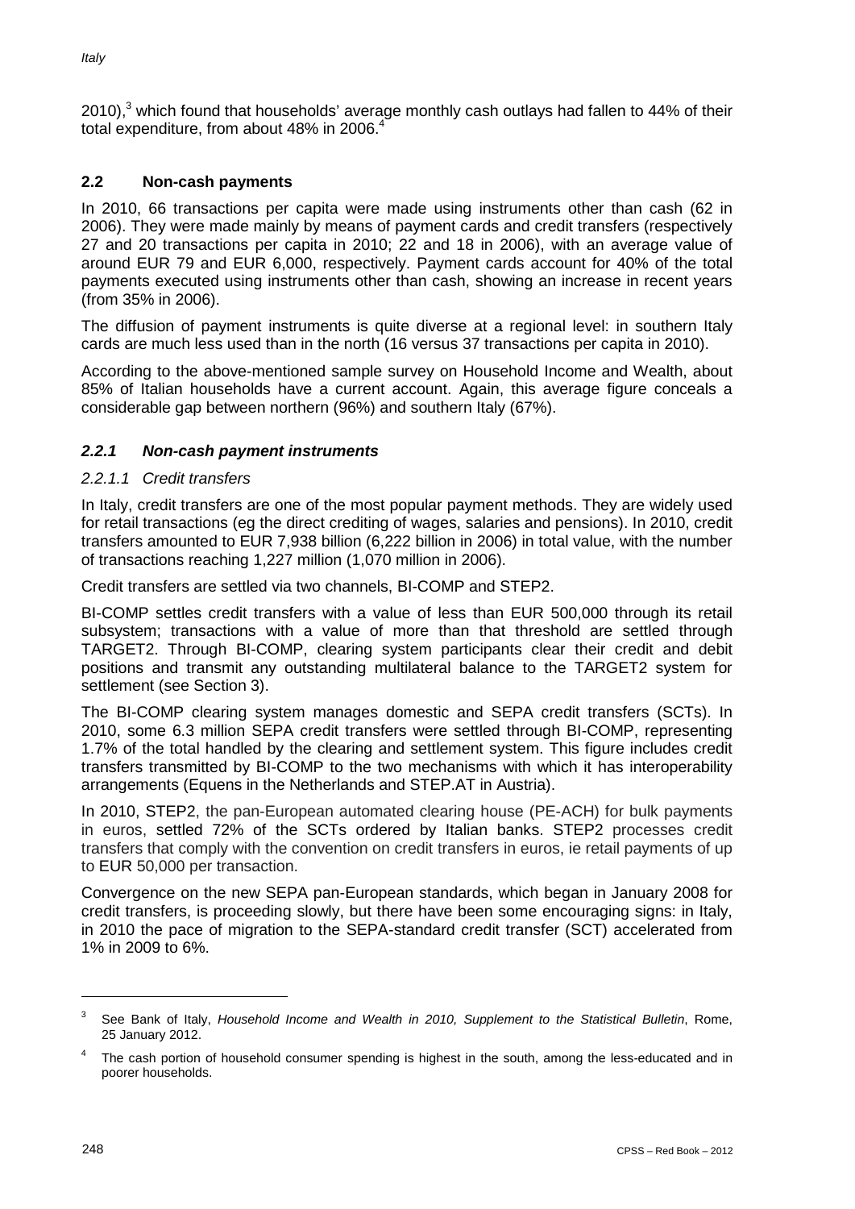2010),[3] which found that households' average monthly cash outlays had fallen to 44% of their total expenditure, from about 48% in 2006.[4]

## 2.2 Non-cash payments

In 2010, 66 transactions per capita were made using instruments other than cash (62 in 2006). They were made mainly by means of payment cards and credit transfers (respectively 27 and 20 transactions per capita in 2010; 22 and 18 in 2006), with an average value of around EUR 79 and EUR 6,000, respectively. Payment cards account for 40% of the total payments executed using instruments other than cash, showing an increase in recent years (from 35% in 2006).

The diffusion of payment instruments is quite diverse at a regional level: in southern Italy cards are much less used than in the north (16 versus 37 transactions per capita in 2010).

According to the above-mentioned sample survey on Household Income and Wealth, about 85% of Italian households have a current account. Again, this average figure conceals a considerable gap between northern (96%) and southern Italy (67%).

### *2.2.1 Non-cash payment instruments*

#### *2.2.1.1 Credit transfers*

In Italy, credit transfers are one of the most popular payment methods. They are widely used for retail transactions (eg the direct crediting of wages, salaries and pensions). In 2010, credit transfers amounted to EUR 7,938 billion (6,222 billion in 2006) in total value, with the number of transactions reaching 1,227 million (1,070 million in 2006).

Credit transfers are settled via two channels, BI-COMP and STEP2.

BI-COMP settles credit transfers with a value of less than EUR 500,000 through its retail subsystem; transactions with a value of more than that threshold are settled through TARGET2. Through BI-COMP, clearing system participants clear their credit and debit positions and transmit any outstanding multilateral balance to the TARGET2 system for settlement (see Section 3).

The BI-COMP clearing system manages domestic and SEPA credit transfers (SCTs). In 2010, some 6.3 million SEPA credit transfers were settled through BI-COMP, representing 1.7% of the total handled by the clearing and settlement system. This figure includes credit transfers transmitted by BI-COMP to the two mechanisms with which it has interoperability arrangements (Equens in the Netherlands and STEP.AT in Austria).

In 2010, STEP2, the pan-European automated clearing house (PE-ACH) for bulk payments in euros, settled 72% of the SCTs ordered by Italian banks. STEP2 processes credit transfers that comply with the convention on credit transfers in euros, ie retail payments of up to EUR 50,000 per transaction.

Convergence on the new SEPA pan-European standards, which began in January 2008 for credit transfers, is proceeding slowly, but there have been some encouraging signs: in Italy, in 2010 the pace of migration to the SEPA-standard credit transfer (SCT) accelerated from 1% in 2009 to 6%.

---

[3] See Bank of Italy, *Household Income and Wealth in 2010, Supplement to the Statistical Bulletin*, Rome, 25 January 2012.

[4] The cash portion of household consumer spending is highest in the south, among the less-educated and in poorer households.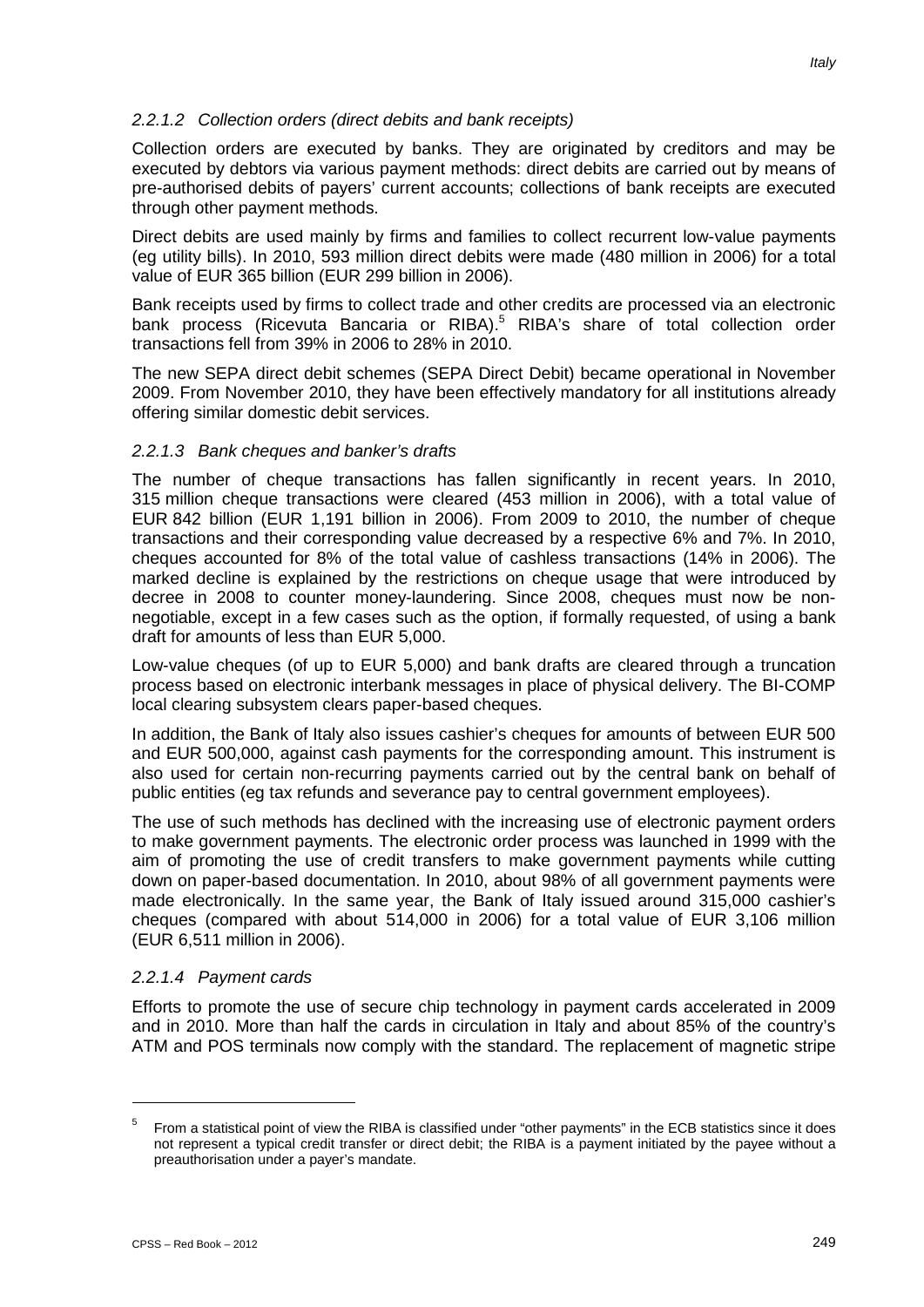#### *2.2.1.2 Collection orders (direct debits and bank receipts)*

Collection orders are executed by banks. They are originated by creditors and may be executed by debtors via various payment methods: direct debits are carried out by means of pre-authorised debits of payers' current accounts; collections of bank receipts are executed through other payment methods.

Direct debits are used mainly by firms and families to collect recurrent low-value payments (eg utility bills). In 2010, 593 million direct debits were made (480 million in 2006) for a total value of EUR 365 billion (EUR 299 billion in 2006).

Bank receipts used by firms to collect trade and other credits are processed via an electronic bank process (Ricevuta Bancaria or RIBA).[5] RIBA's share of total collection order transactions fell from 39% in 2006 to 28% in 2010.

The new SEPA direct debit schemes (SEPA Direct Debit) became operational in November 2009. From November 2010, they have been effectively mandatory for all institutions already offering similar domestic debit services.

#### *2.2.1.3 Bank cheques and banker's drafts*

The number of cheque transactions has fallen significantly in recent years. In 2010, 315 million cheque transactions were cleared (453 million in 2006), with a total value of EUR 842 billion (EUR 1,191 billion in 2006). From 2009 to 2010, the number of cheque transactions and their corresponding value decreased by a respective 6% and 7%. In 2010, cheques accounted for 8% of the total value of cashless transactions (14% in 2006). The marked decline is explained by the restrictions on cheque usage that were introduced by decree in 2008 to counter money-laundering. Since 2008, cheques must now be non-negotiable, except in a few cases such as the option, if formally requested, of using a bank draft for amounts of less than EUR 5,000.

Low-value cheques (of up to EUR 5,000) and bank drafts are cleared through a truncation process based on electronic interbank messages in place of physical delivery. The BI-COMP local clearing subsystem clears paper-based cheques.

In addition, the Bank of Italy also issues cashier's cheques for amounts of between EUR 500 and EUR 500,000, against cash payments for the corresponding amount. This instrument is also used for certain non-recurring payments carried out by the central bank on behalf of public entities (eg tax refunds and severance pay to central government employees).

The use of such methods has declined with the increasing use of electronic payment orders to make government payments. The electronic order process was launched in 1999 with the aim of promoting the use of credit transfers to make government payments while cutting down on paper-based documentation. In 2010, about 98% of all government payments were made electronically. In the same year, the Bank of Italy issued around 315,000 cashier's cheques (compared with about 514,000 in 2006) for a total value of EUR 3,106 million (EUR 6,511 million in 2006).

#### *2.2.1.4 Payment cards*

Efforts to promote the use of secure chip technology in payment cards accelerated in 2009 and in 2010. More than half the cards in circulation in Italy and about 85% of the country's ATM and POS terminals now comply with the standard. The replacement of magnetic stripe

---

[5] From a statistical point of view the RIBA is classified under "other payments" in the ECB statistics since it does not represent a typical credit transfer or direct debit; the RIBA is a payment initiated by the payee without a preauthorisation under a payer's mandate.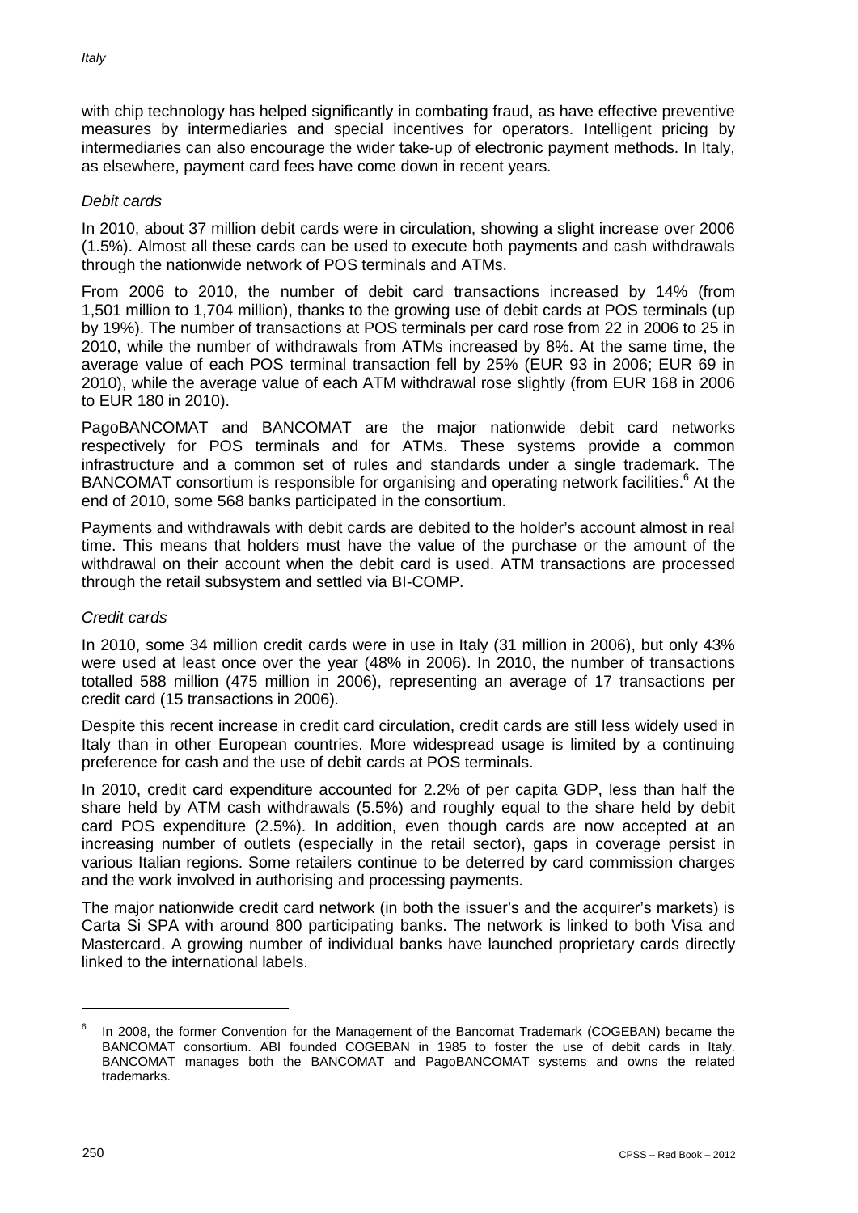with chip technology has helped significantly in combating fraud, as have effective preventive measures by intermediaries and special incentives for operators. Intelligent pricing by intermediaries can also encourage the wider take-up of electronic payment methods. In Italy, as elsewhere, payment card fees have come down in recent years.

*Debit cards*

In 2010, about 37 million debit cards were in circulation, showing a slight increase over 2006 (1.5%). Almost all these cards can be used to execute both payments and cash withdrawals through the nationwide network of POS terminals and ATMs.

From 2006 to 2010, the number of debit card transactions increased by 14% (from 1,501 million to 1,704 million), thanks to the growing use of debit cards at POS terminals (up by 19%). The number of transactions at POS terminals per card rose from 22 in 2006 to 25 in 2010, while the number of withdrawals from ATMs increased by 8%. At the same time, the average value of each POS terminal transaction fell by 25% (EUR 93 in 2006; EUR 69 in 2010), while the average value of each ATM withdrawal rose slightly (from EUR 168 in 2006 to EUR 180 in 2010).

PagoBANCOMAT and BANCOMAT are the major nationwide debit card networks respectively for POS terminals and for ATMs. These systems provide a common infrastructure and a common set of rules and standards under a single trademark. The BANCOMAT consortium is responsible for organising and operating network facilities.[6] At the end of 2010, some 568 banks participated in the consortium.

Payments and withdrawals with debit cards are debited to the holder's account almost in real time. This means that holders must have the value of the purchase or the amount of the withdrawal on their account when the debit card is used. ATM transactions are processed through the retail subsystem and settled via BI-COMP.

*Credit cards*

In 2010, some 34 million credit cards were in use in Italy (31 million in 2006), but only 43% were used at least once over the year (48% in 2006). In 2010, the number of transactions totalled 588 million (475 million in 2006), representing an average of 17 transactions per credit card (15 transactions in 2006).

Despite this recent increase in credit card circulation, credit cards are still less widely used in Italy than in other European countries. More widespread usage is limited by a continuing preference for cash and the use of debit cards at POS terminals.

In 2010, credit card expenditure accounted for 2.2% of per capita GDP, less than half the share held by ATM cash withdrawals (5.5%) and roughly equal to the share held by debit card POS expenditure (2.5%). In addition, even though cards are now accepted at an increasing number of outlets (especially in the retail sector), gaps in coverage persist in various Italian regions. Some retailers continue to be deterred by card commission charges and the work involved in authorising and processing payments.

The major nationwide credit card network (in both the issuer's and the acquirer's markets) is Carta Si SPA with around 800 participating banks. The network is linked to both Visa and Mastercard. A growing number of individual banks have launched proprietary cards directly linked to the international labels.

---

[6] In 2008, the former Convention for the Management of the Bancomat Trademark (COGEBAN) became the BANCOMAT consortium. ABI founded COGEBAN in 1985 to foster the use of debit cards in Italy. BANCOMAT manages both the BANCOMAT and PagoBANCOMAT systems and owns the related trademarks.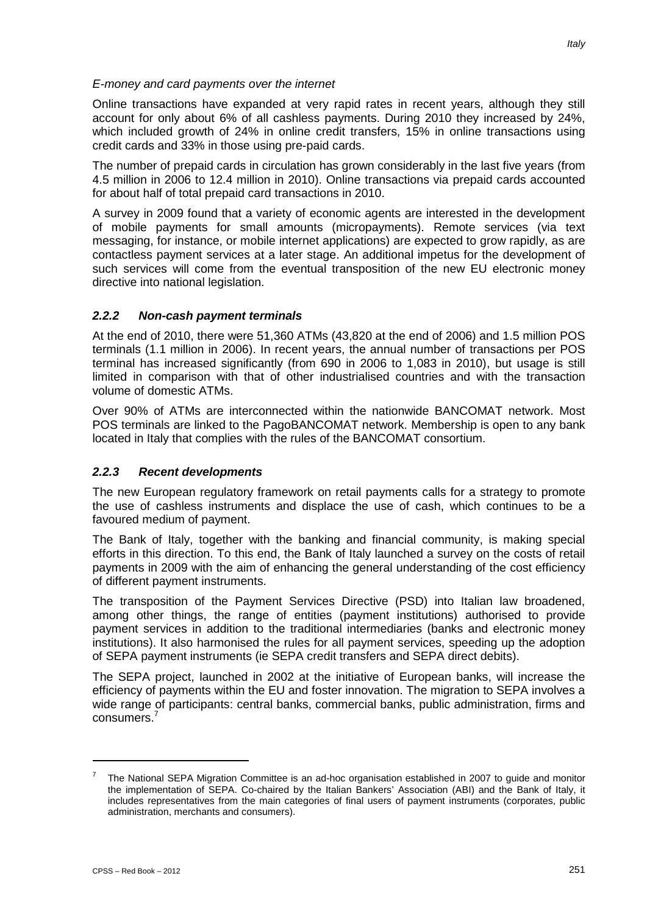*E-money and card payments over the internet*

Online transactions have expanded at very rapid rates in recent years, although they still account for only about 6% of all cashless payments. During 2010 they increased by 24%, which included growth of 24% in online credit transfers, 15% in online transactions using credit cards and 33% in those using pre-paid cards.

The number of prepaid cards in circulation has grown considerably in the last five years (from 4.5 million in 2006 to 12.4 million in 2010). Online transactions via prepaid cards accounted for about half of total prepaid card transactions in 2010.

A survey in 2009 found that a variety of economic agents are interested in the development of mobile payments for small amounts (micropayments). Remote services (via text messaging, for instance, or mobile internet applications) are expected to grow rapidly, as are contactless payment services at a later stage. An additional impetus for the development of such services will come from the eventual transposition of the new EU electronic money directive into national legislation.

### *2.2.2 Non-cash payment terminals*

At the end of 2010, there were 51,360 ATMs (43,820 at the end of 2006) and 1.5 million POS terminals (1.1 million in 2006). In recent years, the annual number of transactions per POS terminal has increased significantly (from 690 in 2006 to 1,083 in 2010), but usage is still limited in comparison with that of other industrialised countries and with the transaction volume of domestic ATMs.

Over 90% of ATMs are interconnected within the nationwide BANCOMAT network. Most POS terminals are linked to the PagoBANCOMAT network. Membership is open to any bank located in Italy that complies with the rules of the BANCOMAT consortium.

### *2.2.3 Recent developments*

The new European regulatory framework on retail payments calls for a strategy to promote the use of cashless instruments and displace the use of cash, which continues to be a favoured medium of payment.

The Bank of Italy, together with the banking and financial community, is making special efforts in this direction. To this end, the Bank of Italy launched a survey on the costs of retail payments in 2009 with the aim of enhancing the general understanding of the cost efficiency of different payment instruments.

The transposition of the Payment Services Directive (PSD) into Italian law broadened, among other things, the range of entities (payment institutions) authorised to provide payment services in addition to the traditional intermediaries (banks and electronic money institutions). It also harmonised the rules for all payment services, speeding up the adoption of SEPA payment instruments (ie SEPA credit transfers and SEPA direct debits).

The SEPA project, launched in 2002 at the initiative of European banks, will increase the efficiency of payments within the EU and foster innovation. The migration to SEPA involves a wide range of participants: central banks, commercial banks, public administration, firms and consumers.[7]

---

[7] The National SEPA Migration Committee is an ad-hoc organisation established in 2007 to guide and monitor the implementation of SEPA. Co-chaired by the Italian Bankers' Association (ABI) and the Bank of Italy, it includes representatives from the main categories of final users of payment instruments (corporates, public administration, merchants and consumers).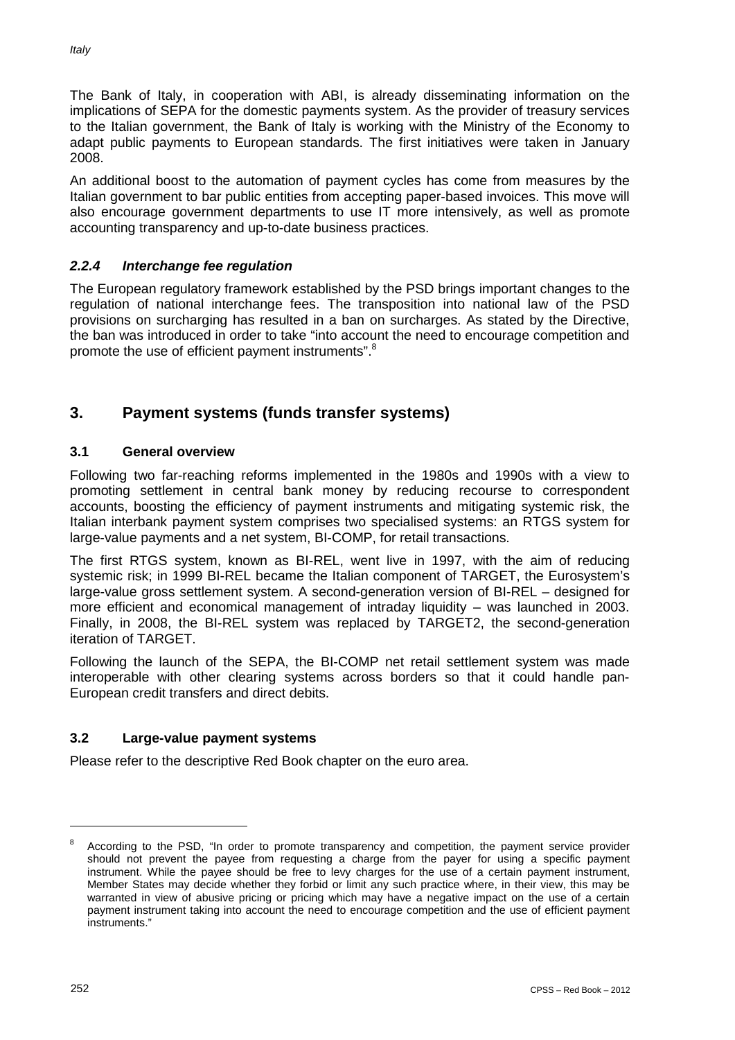The Bank of Italy, in cooperation with ABI, is already disseminating information on the implications of SEPA for the domestic payments system. As the provider of treasury services to the Italian government, the Bank of Italy is working with the Ministry of the Economy to adapt public payments to European standards. The first initiatives were taken in January 2008.

An additional boost to the automation of payment cycles has come from measures by the Italian government to bar public entities from accepting paper-based invoices. This move will also encourage government departments to use IT more intensively, as well as promote accounting transparency and up-to-date business practices.

### *2.2.4 Interchange fee regulation*

The European regulatory framework established by the PSD brings important changes to the regulation of national interchange fees. The transposition into national law of the PSD provisions on surcharging has resulted in a ban on surcharges. As stated by the Directive, the ban was introduced in order to take "into account the need to encourage competition and promote the use of efficient payment instruments".[8]

## 3. Payment systems (funds transfer systems)

### 3.1 General overview

Following two far-reaching reforms implemented in the 1980s and 1990s with a view to promoting settlement in central bank money by reducing recourse to correspondent accounts, boosting the efficiency of payment instruments and mitigating systemic risk, the Italian interbank payment system comprises two specialised systems: an RTGS system for large-value payments and a net system, BI-COMP, for retail transactions.

The first RTGS system, known as BI-REL, went live in 1997, with the aim of reducing systemic risk; in 1999 BI-REL became the Italian component of TARGET, the Eurosystem's large-value gross settlement system. A second-generation version of BI-REL – designed for more efficient and economical management of intraday liquidity – was launched in 2003. Finally, in 2008, the BI-REL system was replaced by TARGET2, the second-generation iteration of TARGET.

Following the launch of the SEPA, the BI-COMP net retail settlement system was made interoperable with other clearing systems across borders so that it could handle pan-European credit transfers and direct debits.

### 3.2 Large-value payment systems

Please refer to the descriptive Red Book chapter on the euro area.

---

[8] According to the PSD, "In order to promote transparency and competition, the payment service provider should not prevent the payee from requesting a charge from the payer for using a specific payment instrument. While the payee should be free to levy charges for the use of a certain payment instrument, Member States may decide whether they forbid or limit any such practice where, in their view, this may be warranted in view of abusive pricing or pricing which may have a negative impact on the use of a certain payment instrument taking into account the need to encourage competition and the use of efficient payment instruments."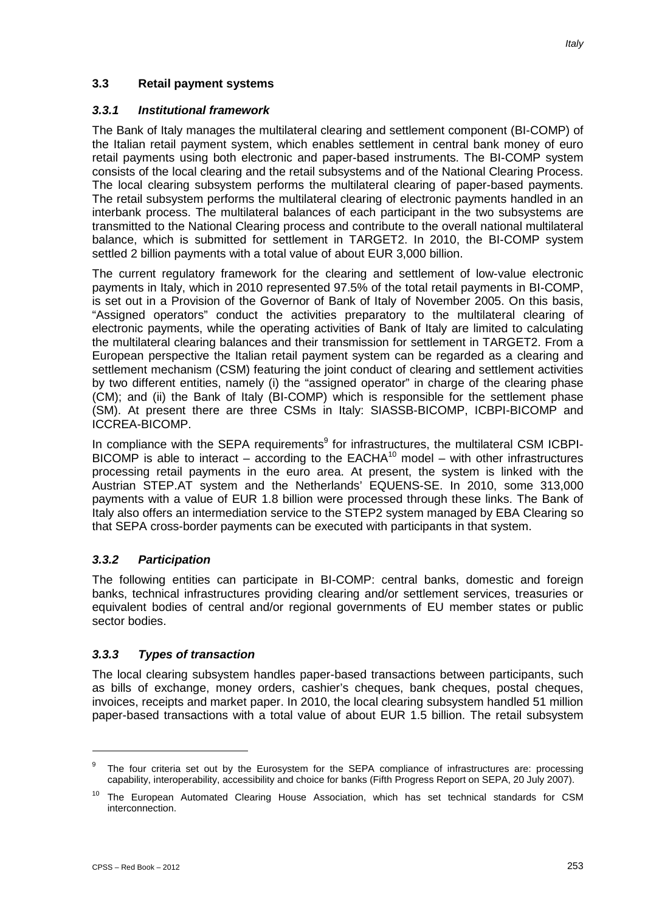## 3.3 Retail payment systems

### *3.3.1 Institutional framework*

The Bank of Italy manages the multilateral clearing and settlement component (BI-COMP) of the Italian retail payment system, which enables settlement in central bank money of euro retail payments using both electronic and paper-based instruments. The BI-COMP system consists of the local clearing and the retail subsystems and of the National Clearing Process. The local clearing subsystem performs the multilateral clearing of paper-based payments. The retail subsystem performs the multilateral clearing of electronic payments handled in an interbank process. The multilateral balances of each participant in the two subsystems are transmitted to the National Clearing process and contribute to the overall national multilateral balance, which is submitted for settlement in TARGET2. In 2010, the BI-COMP system settled 2 billion payments with a total value of about EUR 3,000 billion.

The current regulatory framework for the clearing and settlement of low-value electronic payments in Italy, which in 2010 represented 97.5% of the total retail payments in BI-COMP, is set out in a Provision of the Governor of Bank of Italy of November 2005. On this basis, "Assigned operators" conduct the activities preparatory to the multilateral clearing of electronic payments, while the operating activities of Bank of Italy are limited to calculating the multilateral clearing balances and their transmission for settlement in TARGET2. From a European perspective the Italian retail payment system can be regarded as a clearing and settlement mechanism (CSM) featuring the joint conduct of clearing and settlement activities by two different entities, namely (i) the "assigned operator" in charge of the clearing phase (CM); and (ii) the Bank of Italy (BI-COMP) which is responsible for the settlement phase (SM). At present there are three CSMs in Italy: SIASSB-BICOMP, ICBPI-BICOMP and ICCREA-BICOMP.

In compliance with the SEPA requirements[9] for infrastructures, the multilateral CSM ICBPI-BICOMP is able to interact – according to the EACHA[10] model – with other infrastructures processing retail payments in the euro area. At present, the system is linked with the Austrian STEP.AT system and the Netherlands' EQUENS-SE. In 2010, some 313,000 payments with a value of EUR 1.8 billion were processed through these links. The Bank of Italy also offers an intermediation service to the STEP2 system managed by EBA Clearing so that SEPA cross-border payments can be executed with participants in that system.

### *3.3.2 Participation*

The following entities can participate in BI-COMP: central banks, domestic and foreign banks, technical infrastructures providing clearing and/or settlement services, treasuries or equivalent bodies of central and/or regional governments of EU member states or public sector bodies.

### *3.3.3 Types of transaction*

The local clearing subsystem handles paper-based transactions between participants, such as bills of exchange, money orders, cashier's cheques, bank cheques, postal cheques, invoices, receipts and market paper. In 2010, the local clearing subsystem handled 51 million paper-based transactions with a total value of about EUR 1.5 billion. The retail subsystem

---

[9] The four criteria set out by the Eurosystem for the SEPA compliance of infrastructures are: processing capability, interoperability, accessibility and choice for banks (Fifth Progress Report on SEPA, 20 July 2007).

[10] The European Automated Clearing House Association, which has set technical standards for CSM interconnection.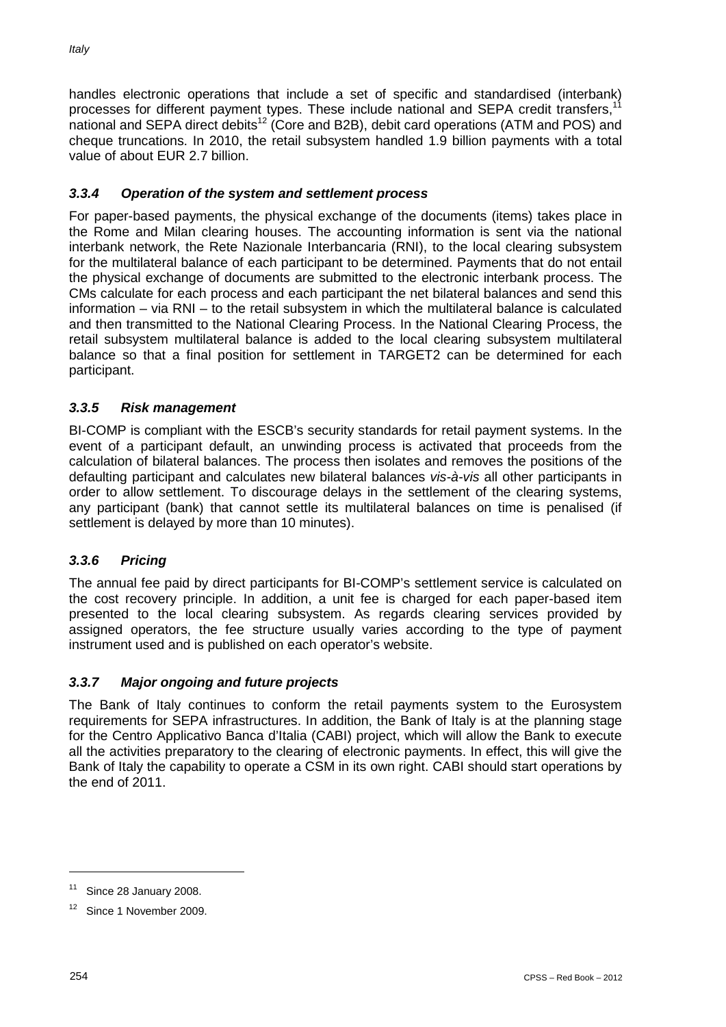handles electronic operations that include a set of specific and standardised (interbank) processes for different payment types. These include national and SEPA credit transfers,[11] national and SEPA direct debits[12] (Core and B2B), debit card operations (ATM and POS) and cheque truncations. In 2010, the retail subsystem handled 1.9 billion payments with a total value of about EUR 2.7 billion.

### *3.3.4 Operation of the system and settlement process*

For paper-based payments, the physical exchange of the documents (items) takes place in the Rome and Milan clearing houses. The accounting information is sent via the national interbank network, the Rete Nazionale Interbancaria (RNI), to the local clearing subsystem for the multilateral balance of each participant to be determined. Payments that do not entail the physical exchange of documents are submitted to the electronic interbank process. The CMs calculate for each process and each participant the net bilateral balances and send this information – via RNI – to the retail subsystem in which the multilateral balance is calculated and then transmitted to the National Clearing Process. In the National Clearing Process, the retail subsystem multilateral balance is added to the local clearing subsystem multilateral balance so that a final position for settlement in TARGET2 can be determined for each participant.

### *3.3.5 Risk management*

BI-COMP is compliant with the ESCB's security standards for retail payment systems. In the event of a participant default, an unwinding process is activated that proceeds from the calculation of bilateral balances. The process then isolates and removes the positions of the defaulting participant and calculates new bilateral balances *vis-à-vis* all other participants in order to allow settlement. To discourage delays in the settlement of the clearing systems, any participant (bank) that cannot settle its multilateral balances on time is penalised (if settlement is delayed by more than 10 minutes).

### *3.3.6 Pricing*

The annual fee paid by direct participants for BI-COMP's settlement service is calculated on the cost recovery principle. In addition, a unit fee is charged for each paper-based item presented to the local clearing subsystem. As regards clearing services provided by assigned operators, the fee structure usually varies according to the type of payment instrument used and is published on each operator's website.

### *3.3.7 Major ongoing and future projects*

The Bank of Italy continues to conform the retail payments system to the Eurosystem requirements for SEPA infrastructures. In addition, the Bank of Italy is at the planning stage for the Centro Applicativo Banca d'Italia (CABI) project, which will allow the Bank to execute all the activities preparatory to the clearing of electronic payments. In effect, this will give the Bank of Italy the capability to operate a CSM in its own right. CABI should start operations by the end of 2011.

---

[11] Since 28 January 2008.

[12] Since 1 November 2009.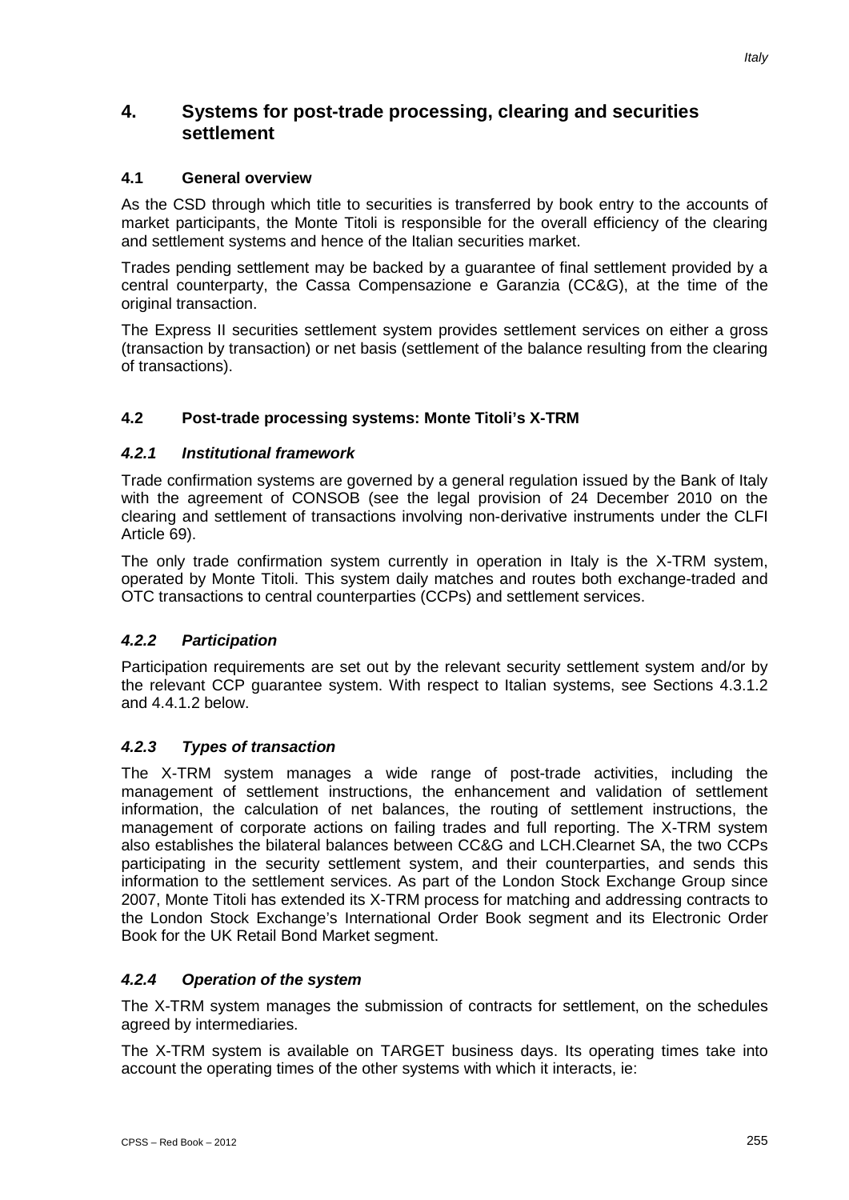## 4. Systems for post-trade processing, clearing and securities settlement

### 4.1 General overview

As the CSD through which title to securities is transferred by book entry to the accounts of market participants, the Monte Titoli is responsible for the overall efficiency of the clearing and settlement systems and hence of the Italian securities market.

Trades pending settlement may be backed by a guarantee of final settlement provided by a central counterparty, the Cassa Compensazione e Garanzia (CC&G), at the time of the original transaction.

The Express II securities settlement system provides settlement services on either a gross (transaction by transaction) or net basis (settlement of the balance resulting from the clearing of transactions).

### 4.2 Post-trade processing systems: Monte Titoli's X-TRM

#### *4.2.1 Institutional framework*

Trade confirmation systems are governed by a general regulation issued by the Bank of Italy with the agreement of CONSOB (see the legal provision of 24 December 2010 on the clearing and settlement of transactions involving non-derivative instruments under the CLFI Article 69).

The only trade confirmation system currently in operation in Italy is the X-TRM system, operated by Monte Titoli. This system daily matches and routes both exchange-traded and OTC transactions to central counterparties (CCPs) and settlement services.

#### *4.2.2 Participation*

Participation requirements are set out by the relevant security settlement system and/or by the relevant CCP guarantee system. With respect to Italian systems, see Sections 4.3.1.2 and 4.4.1.2 below.

#### *4.2.3 Types of transaction*

The X-TRM system manages a wide range of post-trade activities, including the management of settlement instructions, the enhancement and validation of settlement information, the calculation of net balances, the routing of settlement instructions, the management of corporate actions on failing trades and full reporting. The X-TRM system also establishes the bilateral balances between CC&G and LCH.Clearnet SA, the two CCPs participating in the security settlement system, and their counterparties, and sends this information to the settlement services. As part of the London Stock Exchange Group since 2007, Monte Titoli has extended its X-TRM process for matching and addressing contracts to the London Stock Exchange's International Order Book segment and its Electronic Order Book for the UK Retail Bond Market segment.

#### *4.2.4 Operation of the system*

The X-TRM system manages the submission of contracts for settlement, on the schedules agreed by intermediaries.

The X-TRM system is available on TARGET business days. Its operating times take into account the operating times of the other systems with which it interacts, ie: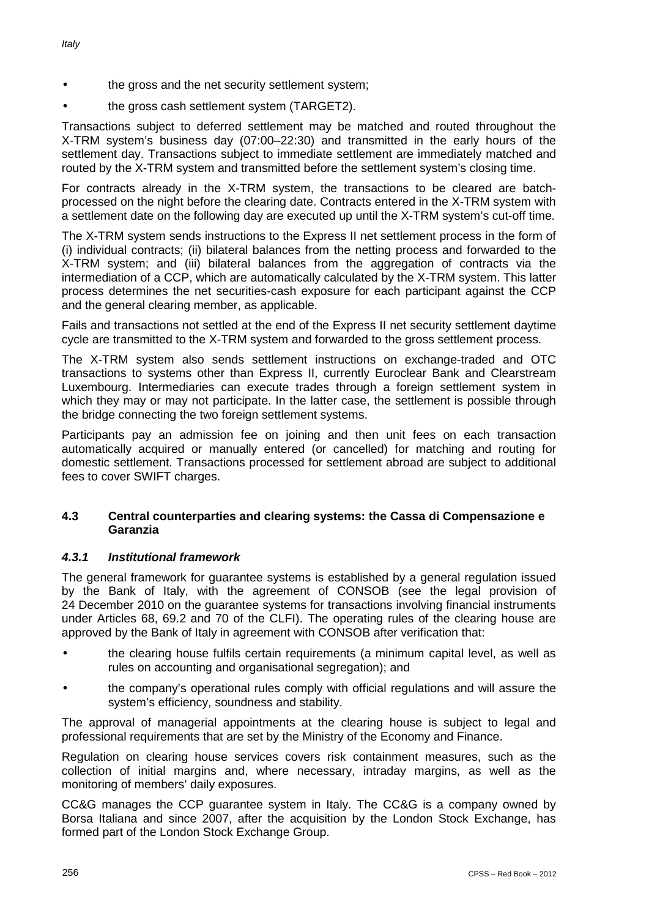- the gross and the net security settlement system;
- the gross cash settlement system (TARGET2).

Transactions subject to deferred settlement may be matched and routed throughout the X-TRM system's business day (07:00–22:30) and transmitted in the early hours of the settlement day. Transactions subject to immediate settlement are immediately matched and routed by the X-TRM system and transmitted before the settlement system's closing time.

For contracts already in the X-TRM system, the transactions to be cleared are batch-processed on the night before the clearing date. Contracts entered in the X-TRM system with a settlement date on the following day are executed up until the X-TRM system's cut-off time.

The X-TRM system sends instructions to the Express II net settlement process in the form of (i) individual contracts; (ii) bilateral balances from the netting process and forwarded to the X-TRM system; and (iii) bilateral balances from the aggregation of contracts via the intermediation of a CCP, which are automatically calculated by the X-TRM system. This latter process determines the net securities-cash exposure for each participant against the CCP and the general clearing member, as applicable.

Fails and transactions not settled at the end of the Express II net security settlement daytime cycle are transmitted to the X-TRM system and forwarded to the gross settlement process.

The X-TRM system also sends settlement instructions on exchange-traded and OTC transactions to systems other than Express II, currently Euroclear Bank and Clearstream Luxembourg. Intermediaries can execute trades through a foreign settlement system in which they may or may not participate. In the latter case, the settlement is possible through the bridge connecting the two foreign settlement systems.

Participants pay an admission fee on joining and then unit fees on each transaction automatically acquired or manually entered (or cancelled) for matching and routing for domestic settlement. Transactions processed for settlement abroad are subject to additional fees to cover SWIFT charges.

### 4.3 Central counterparties and clearing systems: the Cassa di Compensazione e Garanzia

#### *4.3.1 Institutional framework*

The general framework for guarantee systems is established by a general regulation issued by the Bank of Italy, with the agreement of CONSOB (see the legal provision of 24 December 2010 on the guarantee systems for transactions involving financial instruments under Articles 68, 69.2 and 70 of the CLFI). The operating rules of the clearing house are approved by the Bank of Italy in agreement with CONSOB after verification that:

- the clearing house fulfils certain requirements (a minimum capital level, as well as rules on accounting and organisational segregation); and
- the company's operational rules comply with official regulations and will assure the system's efficiency, soundness and stability.

The approval of managerial appointments at the clearing house is subject to legal and professional requirements that are set by the Ministry of the Economy and Finance.

Regulation on clearing house services covers risk containment measures, such as the collection of initial margins and, where necessary, intraday margins, as well as the monitoring of members' daily exposures.

CC&G manages the CCP guarantee system in Italy. The CC&G is a company owned by Borsa Italiana and since 2007, after the acquisition by the London Stock Exchange, has formed part of the London Stock Exchange Group.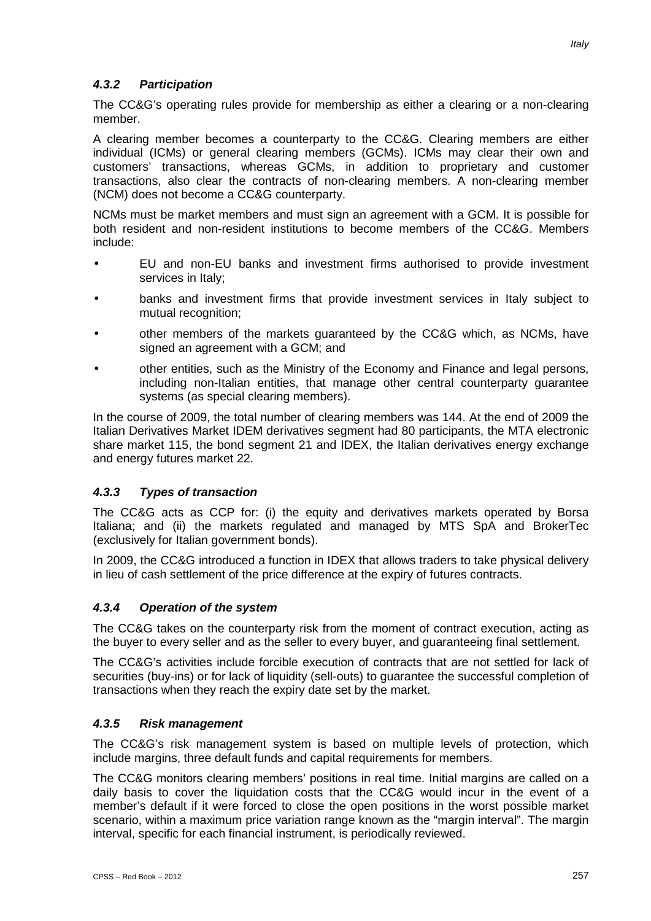#### 4.3.2 Participation

The CC&G's operating rules provide for membership as either a clearing or a non-clearing member.

A clearing member becomes a counterparty to the CC&G. Clearing members are either individual (ICMs) or general clearing members (GCMs). ICMs may clear their own and customers' transactions, whereas GCMs, in addition to proprietary and customer transactions, also clear the contracts of non-clearing members. A non-clearing member (NCM) does not become a CC&G counterparty.

NCMs must be market members and must sign an agreement with a GCM. It is possible for both resident and non-resident institutions to become members of the CC&G. Members include:

- EU and non-EU banks and investment firms authorised to provide investment services in Italy;
- banks and investment firms that provide investment services in Italy subject to mutual recognition;
- other members of the markets guaranteed by the CC&G which, as NCMs, have signed an agreement with a GCM; and
- other entities, such as the Ministry of the Economy and Finance and legal persons, including non-Italian entities, that manage other central counterparty guarantee systems (as special clearing members).

In the course of 2009, the total number of clearing members was 144. At the end of 2009 the Italian Derivatives Market IDEM derivatives segment had 80 participants, the MTA electronic share market 115, the bond segment 21 and IDEX, the Italian derivatives energy exchange and energy futures market 22.

#### 4.3.3 Types of transaction

The CC&G acts as CCP for: (i) the equity and derivatives markets operated by Borsa Italiana; and (ii) the markets regulated and managed by MTS SpA and BrokerTec (exclusively for Italian government bonds).

In 2009, the CC&G introduced a function in IDEX that allows traders to take physical delivery in lieu of cash settlement of the price difference at the expiry of futures contracts.

#### 4.3.4 Operation of the system

The CC&G takes on the counterparty risk from the moment of contract execution, acting as the buyer to every seller and as the seller to every buyer, and guaranteeing final settlement.

The CC&G's activities include forcible execution of contracts that are not settled for lack of securities (buy-ins) or for lack of liquidity (sell-outs) to guarantee the successful completion of transactions when they reach the expiry date set by the market.

#### 4.3.5 Risk management

The CC&G's risk management system is based on multiple levels of protection, which include margins, three default funds and capital requirements for members.

The CC&G monitors clearing members' positions in real time. Initial margins are called on a daily basis to cover the liquidation costs that the CC&G would incur in the event of a member's default if it were forced to close the open positions in the worst possible market scenario, within a maximum price variation range known as the "margin interval". The margin interval, specific for each financial instrument, is periodically reviewed.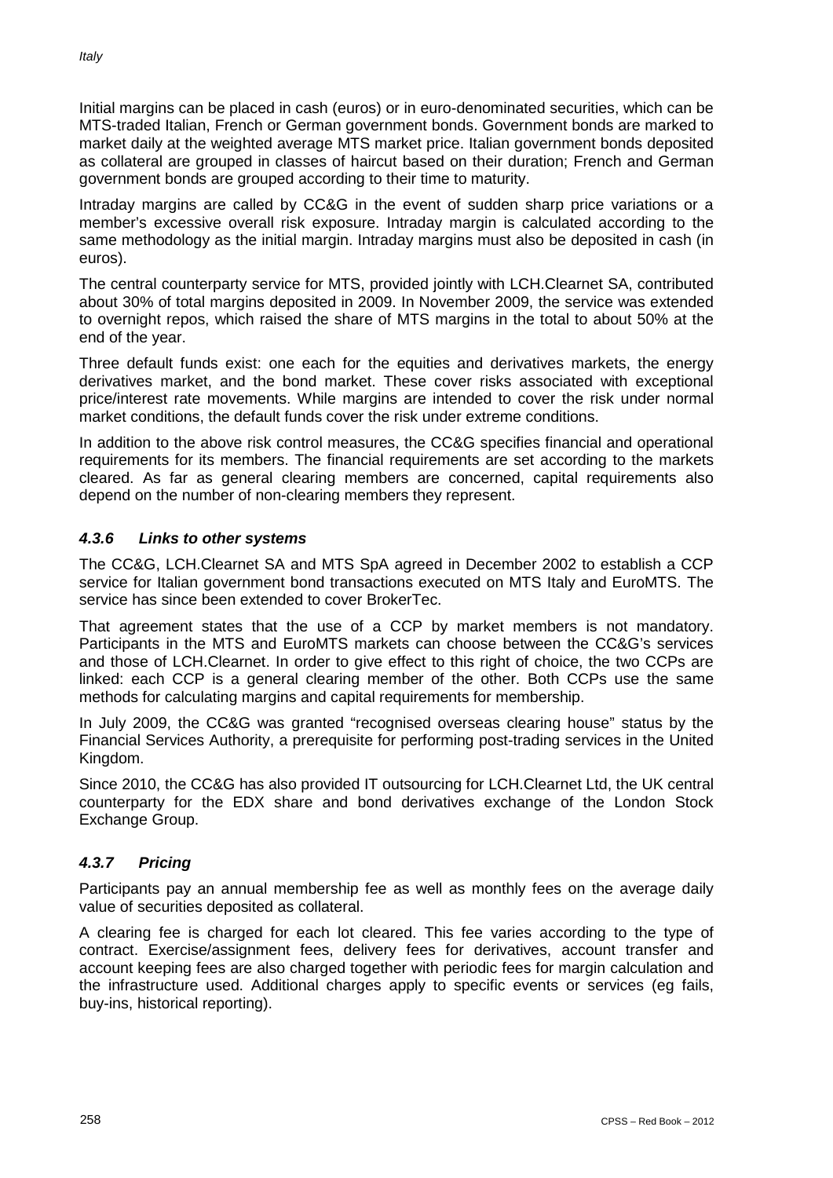Initial margins can be placed in cash (euros) or in euro-denominated securities, which can be MTS-traded Italian, French or German government bonds. Government bonds are marked to market daily at the weighted average MTS market price. Italian government bonds deposited as collateral are grouped in classes of haircut based on their duration; French and German government bonds are grouped according to their time to maturity.

Intraday margins are called by CC&G in the event of sudden sharp price variations or a member's excessive overall risk exposure. Intraday margin is calculated according to the same methodology as the initial margin. Intraday margins must also be deposited in cash (in euros).

The central counterparty service for MTS, provided jointly with LCH.Clearnet SA, contributed about 30% of total margins deposited in 2009. In November 2009, the service was extended to overnight repos, which raised the share of MTS margins in the total to about 50% at the end of the year.

Three default funds exist: one each for the equities and derivatives markets, the energy derivatives market, and the bond market. These cover risks associated with exceptional price/interest rate movements. While margins are intended to cover the risk under normal market conditions, the default funds cover the risk under extreme conditions.

In addition to the above risk control measures, the CC&G specifies financial and operational requirements for its members. The financial requirements are set according to the markets cleared. As far as general clearing members are concerned, capital requirements also depend on the number of non-clearing members they represent.

### *4.3.6 Links to other systems*

The CC&G, LCH.Clearnet SA and MTS SpA agreed in December 2002 to establish a CCP service for Italian government bond transactions executed on MTS Italy and EuroMTS. The service has since been extended to cover BrokerTec.

That agreement states that the use of a CCP by market members is not mandatory. Participants in the MTS and EuroMTS markets can choose between the CC&G's services and those of LCH.Clearnet. In order to give effect to this right of choice, the two CCPs are linked: each CCP is a general clearing member of the other. Both CCPs use the same methods for calculating margins and capital requirements for membership.

In July 2009, the CC&G was granted "recognised overseas clearing house" status by the Financial Services Authority, a prerequisite for performing post-trading services in the United Kingdom.

Since 2010, the CC&G has also provided IT outsourcing for LCH.Clearnet Ltd, the UK central counterparty for the EDX share and bond derivatives exchange of the London Stock Exchange Group.

### *4.3.7 Pricing*

Participants pay an annual membership fee as well as monthly fees on the average daily value of securities deposited as collateral.

A clearing fee is charged for each lot cleared. This fee varies according to the type of contract. Exercise/assignment fees, delivery fees for derivatives, account transfer and account keeping fees are also charged together with periodic fees for margin calculation and the infrastructure used. Additional charges apply to specific events or services (eg fails, buy-ins, historical reporting).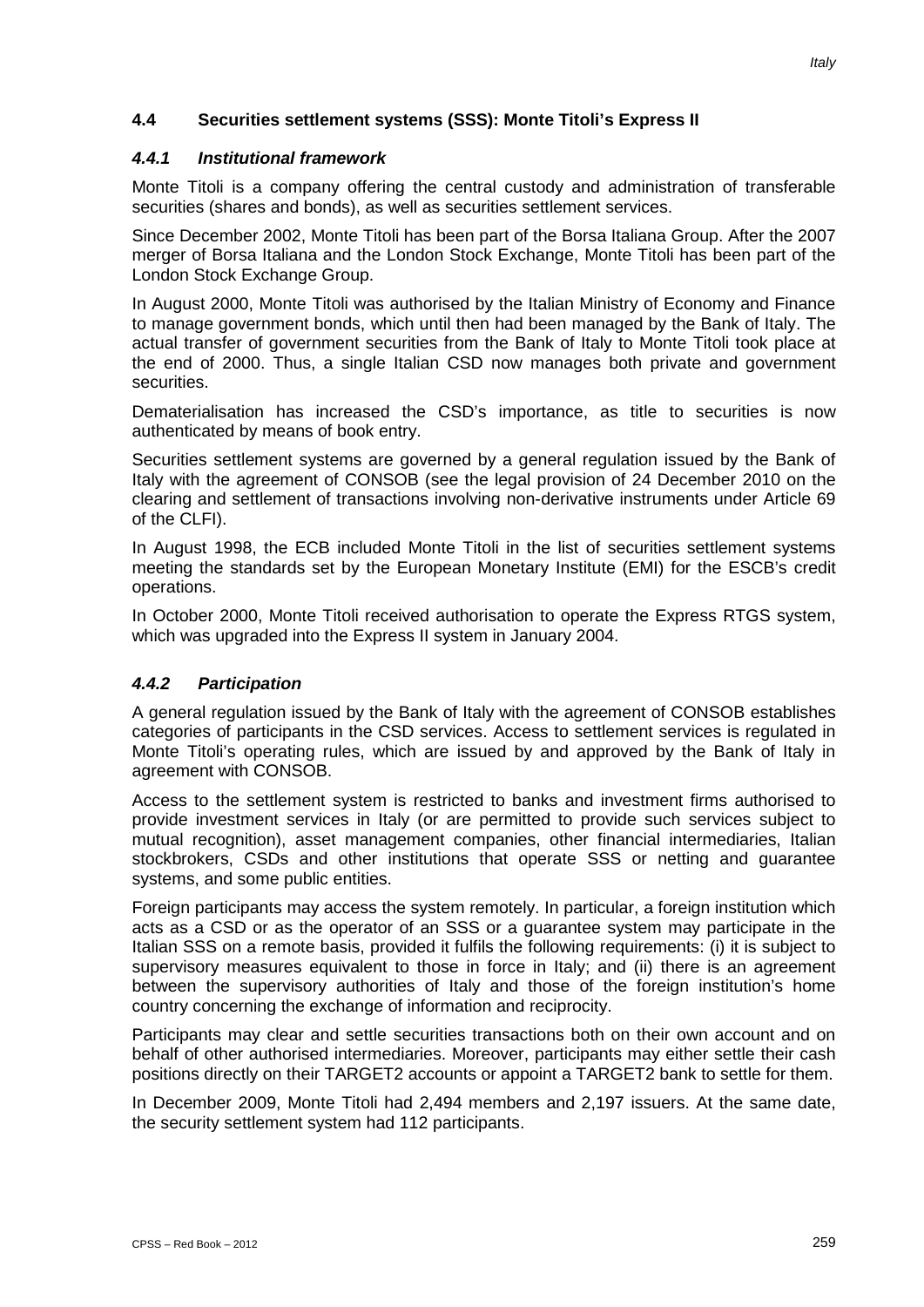## 4.4 Securities settlement systems (SSS): Monte Titoli's Express II

### *4.4.1 Institutional framework*

Monte Titoli is a company offering the central custody and administration of transferable securities (shares and bonds), as well as securities settlement services.

Since December 2002, Monte Titoli has been part of the Borsa Italiana Group. After the 2007 merger of Borsa Italiana and the London Stock Exchange, Monte Titoli has been part of the London Stock Exchange Group.

In August 2000, Monte Titoli was authorised by the Italian Ministry of Economy and Finance to manage government bonds, which until then had been managed by the Bank of Italy. The actual transfer of government securities from the Bank of Italy to Monte Titoli took place at the end of 2000. Thus, a single Italian CSD now manages both private and government securities.

Dematerialisation has increased the CSD's importance, as title to securities is now authenticated by means of book entry.

Securities settlement systems are governed by a general regulation issued by the Bank of Italy with the agreement of CONSOB (see the legal provision of 24 December 2010 on the clearing and settlement of transactions involving non-derivative instruments under Article 69 of the CLFI).

In August 1998, the ECB included Monte Titoli in the list of securities settlement systems meeting the standards set by the European Monetary Institute (EMI) for the ESCB's credit operations.

In October 2000, Monte Titoli received authorisation to operate the Express RTGS system, which was upgraded into the Express II system in January 2004.

### *4.4.2 Participation*

A general regulation issued by the Bank of Italy with the agreement of CONSOB establishes categories of participants in the CSD services. Access to settlement services is regulated in Monte Titoli's operating rules, which are issued by and approved by the Bank of Italy in agreement with CONSOB.

Access to the settlement system is restricted to banks and investment firms authorised to provide investment services in Italy (or are permitted to provide such services subject to mutual recognition), asset management companies, other financial intermediaries, Italian stockbrokers, CSDs and other institutions that operate SSS or netting and guarantee systems, and some public entities.

Foreign participants may access the system remotely. In particular, a foreign institution which acts as a CSD or as the operator of an SSS or a guarantee system may participate in the Italian SSS on a remote basis, provided it fulfils the following requirements: (i) it is subject to supervisory measures equivalent to those in force in Italy; and (ii) there is an agreement between the supervisory authorities of Italy and those of the foreign institution's home country concerning the exchange of information and reciprocity.

Participants may clear and settle securities transactions both on their own account and on behalf of other authorised intermediaries. Moreover, participants may either settle their cash positions directly on their TARGET2 accounts or appoint a TARGET2 bank to settle for them.

In December 2009, Monte Titoli had 2,494 members and 2,197 issuers. At the same date, the security settlement system had 112 participants.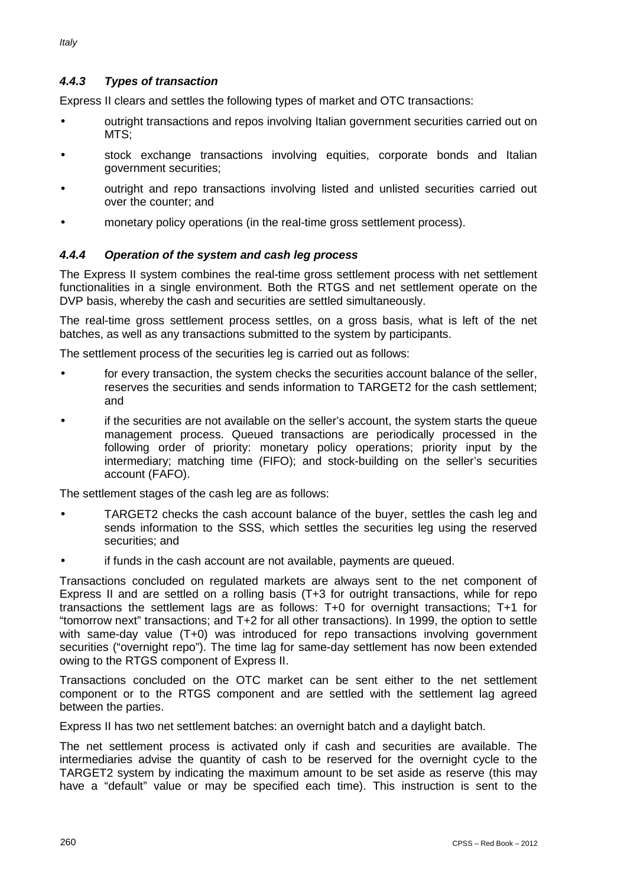#### *4.4.3 Types of transaction*

Express II clears and settles the following types of market and OTC transactions:

- outright transactions and repos involving Italian government securities carried out on MTS;
- stock exchange transactions involving equities, corporate bonds and Italian government securities;
- outright and repo transactions involving listed and unlisted securities carried out over the counter; and
- monetary policy operations (in the real-time gross settlement process).

#### *4.4.4 Operation of the system and cash leg process*

The Express II system combines the real-time gross settlement process with net settlement functionalities in a single environment. Both the RTGS and net settlement operate on the DVP basis, whereby the cash and securities are settled simultaneously.

The real-time gross settlement process settles, on a gross basis, what is left of the net batches, as well as any transactions submitted to the system by participants.

The settlement process of the securities leg is carried out as follows:

- for every transaction, the system checks the securities account balance of the seller, reserves the securities and sends information to TARGET2 for the cash settlement; and
- if the securities are not available on the seller's account, the system starts the queue management process. Queued transactions are periodically processed in the following order of priority: monetary policy operations; priority input by the intermediary; matching time (FIFO); and stock-building on the seller's securities account (FAFO).

The settlement stages of the cash leg are as follows:

- TARGET2 checks the cash account balance of the buyer, settles the cash leg and sends information to the SSS, which settles the securities leg using the reserved securities; and
- if funds in the cash account are not available, payments are queued.

Transactions concluded on regulated markets are always sent to the net component of Express II and are settled on a rolling basis (T+3 for outright transactions, while for repo transactions the settlement lags are as follows: T+0 for overnight transactions; T+1 for "tomorrow next" transactions; and T+2 for all other transactions). In 1999, the option to settle with same-day value (T+0) was introduced for repo transactions involving government securities ("overnight repo"). The time lag for same-day settlement has now been extended owing to the RTGS component of Express II.

Transactions concluded on the OTC market can be sent either to the net settlement component or to the RTGS component and are settled with the settlement lag agreed between the parties.

Express II has two net settlement batches: an overnight batch and a daylight batch.

The net settlement process is activated only if cash and securities are available. The intermediaries advise the quantity of cash to be reserved for the overnight cycle to the TARGET2 system by indicating the maximum amount to be set aside as reserve (this may have a "default" value or may be specified each time). This instruction is sent to the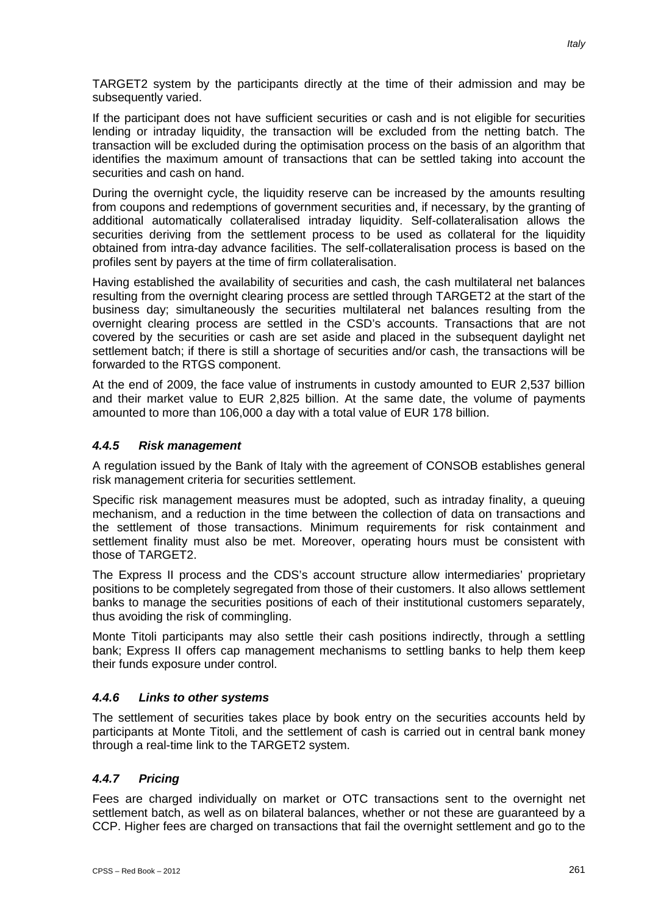TARGET2 system by the participants directly at the time of their admission and may be subsequently varied.

If the participant does not have sufficient securities or cash and is not eligible for securities lending or intraday liquidity, the transaction will be excluded from the netting batch. The transaction will be excluded during the optimisation process on the basis of an algorithm that identifies the maximum amount of transactions that can be settled taking into account the securities and cash on hand.

During the overnight cycle, the liquidity reserve can be increased by the amounts resulting from coupons and redemptions of government securities and, if necessary, by the granting of additional automatically collateralised intraday liquidity. Self-collateralisation allows the securities deriving from the settlement process to be used as collateral for the liquidity obtained from intra-day advance facilities. The self-collateralisation process is based on the profiles sent by payers at the time of firm collateralisation.

Having established the availability of securities and cash, the cash multilateral net balances resulting from the overnight clearing process are settled through TARGET2 at the start of the business day; simultaneously the securities multilateral net balances resulting from the overnight clearing process are settled in the CSD's accounts. Transactions that are not covered by the securities or cash are set aside and placed in the subsequent daylight net settlement batch; if there is still a shortage of securities and/or cash, the transactions will be forwarded to the RTGS component.

At the end of 2009, the face value of instruments in custody amounted to EUR 2,537 billion and their market value to EUR 2,825 billion. At the same date, the volume of payments amounted to more than 106,000 a day with a total value of EUR 178 billion.

### *4.4.5 Risk management*

A regulation issued by the Bank of Italy with the agreement of CONSOB establishes general risk management criteria for securities settlement.

Specific risk management measures must be adopted, such as intraday finality, a queuing mechanism, and a reduction in the time between the collection of data on transactions and the settlement of those transactions. Minimum requirements for risk containment and settlement finality must also be met. Moreover, operating hours must be consistent with those of TARGET2.

The Express II process and the CDS's account structure allow intermediaries' proprietary positions to be completely segregated from those of their customers. It also allows settlement banks to manage the securities positions of each of their institutional customers separately, thus avoiding the risk of commingling.

Monte Titoli participants may also settle their cash positions indirectly, through a settling bank; Express II offers cap management mechanisms to settling banks to help them keep their funds exposure under control.

### *4.4.6 Links to other systems*

The settlement of securities takes place by book entry on the securities accounts held by participants at Monte Titoli, and the settlement of cash is carried out in central bank money through a real-time link to the TARGET2 system.

### *4.4.7 Pricing*

Fees are charged individually on market or OTC transactions sent to the overnight net settlement batch, as well as on bilateral balances, whether or not these are guaranteed by a CCP. Higher fees are charged on transactions that fail the overnight settlement and go to the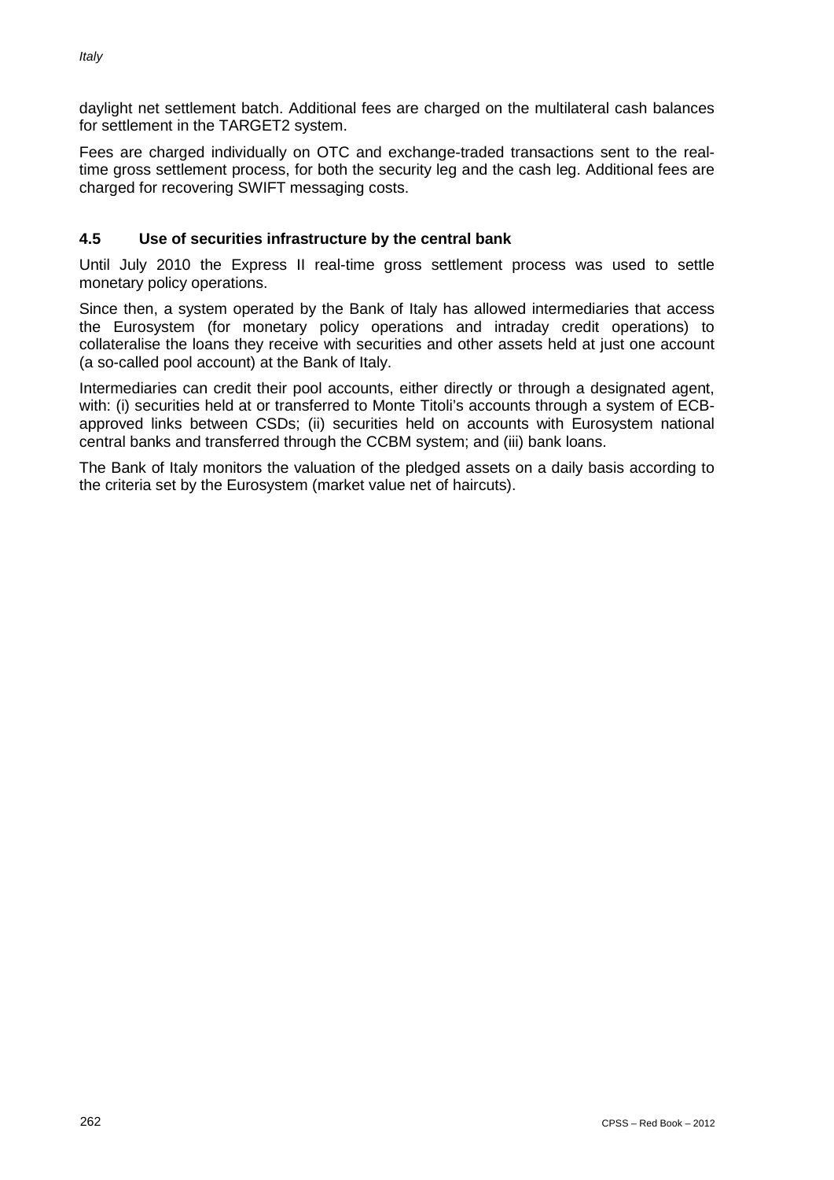daylight net settlement batch. Additional fees are charged on the multilateral cash balances for settlement in the TARGET2 system.

Fees are charged individually on OTC and exchange-traded transactions sent to the real-time gross settlement process, for both the security leg and the cash leg. Additional fees are charged for recovering SWIFT messaging costs.

### 4.5 Use of securities infrastructure by the central bank

Until July 2010 the Express II real-time gross settlement process was used to settle monetary policy operations.

Since then, a system operated by the Bank of Italy has allowed intermediaries that access the Eurosystem (for monetary policy operations and intraday credit operations) to collateralise the loans they receive with securities and other assets held at just one account (a so-called pool account) at the Bank of Italy.

Intermediaries can credit their pool accounts, either directly or through a designated agent, with: (i) securities held at or transferred to Monte Titoli's accounts through a system of ECB-approved links between CSDs; (ii) securities held on accounts with Eurosystem national central banks and transferred through the CCBM system; and (iii) bank loans.

The Bank of Italy monitors the valuation of the pledged assets on a daily basis according to the criteria set by the Eurosystem (market value net of haircuts).